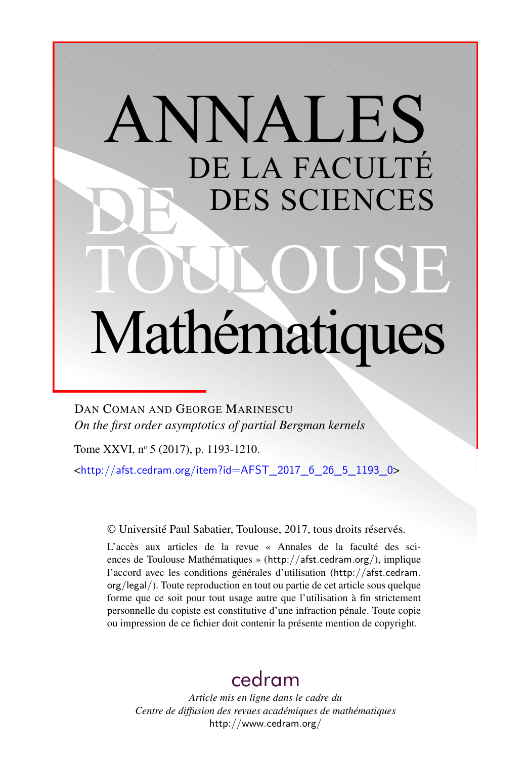# ANNALES DE LA FACULTÉ DES SCIENCES DE TOULOUSE Mathématiques

DAN COMAN AND GEORGE MARINESCU

*On the first order asymptotics of partial Bergman kernels*

Tome XXVI, nº 5 (2017), p. 1193-1210.

<http://afst.cedram.org/item?id=AFST_2017_6_26_5_1193_0>

© Université Paul Sabatier, Toulouse, 2017, tous droits réservés.

L'accès aux articles de la revue « Annales de la faculté des sciences de Toulouse Mathématiques » (http://afst.cedram.org/), implique l'accord avec les conditions générales d'utilisation (http://afst.cedram.org/legal/). Toute reproduction en tout ou partie de cet article sous quelque forme que ce soit pour tout usage autre que l'utilisation à fin strictement personnelle du copiste est constitutive d'une infraction pénale. Toute copie ou impression de ce fichier doit contenir la présente mention de copyright.

cedram

*Article mis en ligne dans le cadre du Centre de diffusion des revues académiques de mathématiques*

http://www.cedram.org/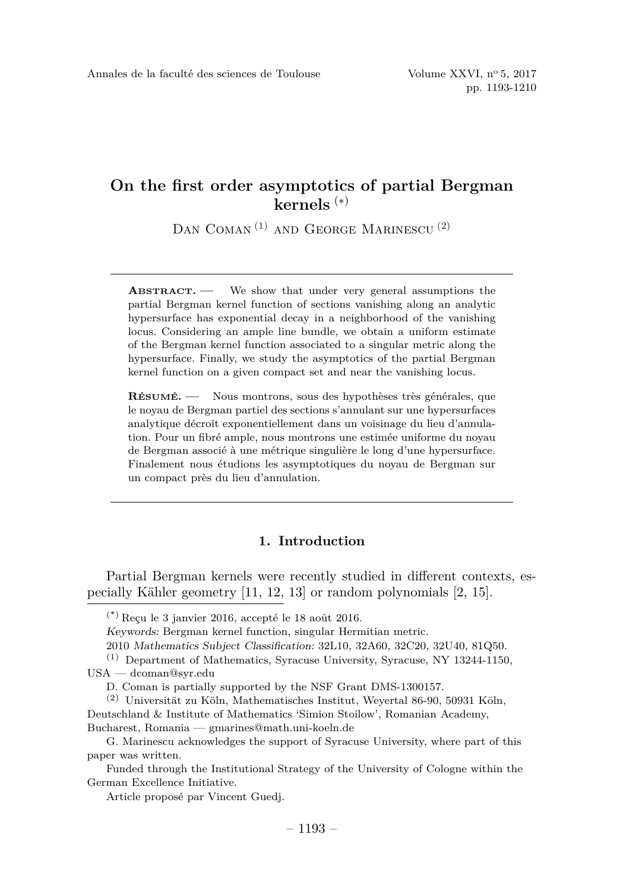# On the first order asymptotics of partial Bergman kernels [(*)]

Dan Coman [(1)] and George Marinescu [(2)]

**Abstract.** — We show that under very general assumptions the partial Bergman kernel function of sections vanishing along an analytic hypersurface has exponential decay in a neighborhood of the vanishing locus. Considering an ample line bundle, we obtain a uniform estimate of the Bergman kernel function associated to a singular metric along the hypersurface. Finally, we study the asymptotics of the partial Bergman kernel function on a given compact set and near the vanishing locus.

**Résumé.** — Nous montrons, sous des hypothèses très générales, que le noyau de Bergman partiel des sections s'annulant sur une hypersurfaces analytique décroît exponentiellement dans un voisinage du lieu d'annulation. Pour un fibré ample, nous montrons une estimée uniforme du noyau de Bergman associé à une métrique singulière le long d'une hypersurface. Finalement nous étudions les asymptotiques du noyau de Bergman sur un compact près du lieu d'annulation.

## 1. Introduction

Partial Bergman kernels were recently studied in different contexts, especially Kähler geometry [11, 12, 13] or random polynomials [2, 15].

---

[(*)] Reçu le 3 janvier 2016, accepté le 18 août 2016.

*Keywords:* Bergman kernel function, singular Hermitian metric.

2010 *Mathematics Subject Classification:* 32L10, 32A60, 32C20, 32U40, 81Q50.

[(1)] Department of Mathematics, Syracuse University, Syracuse, NY 13244-1150, USA — dcoman@syr.edu

D. Coman is partially supported by the NSF Grant DMS-1300157.

[(2)] Universität zu Köln, Mathematisches Institut, Weyertal 86-90, 50931 Köln, Deutschland & Institute of Mathematics 'Simion Stoilow', Romanian Academy, Bucharest, Romania — gmarines@math.uni-koeln.de

G. Marinescu acknowledges the support of Syracuse University, where part of this paper was written.

Funded through the Institutional Strategy of the University of Cologne within the German Excellence Initiative.

Article proposé par Vincent Guedj.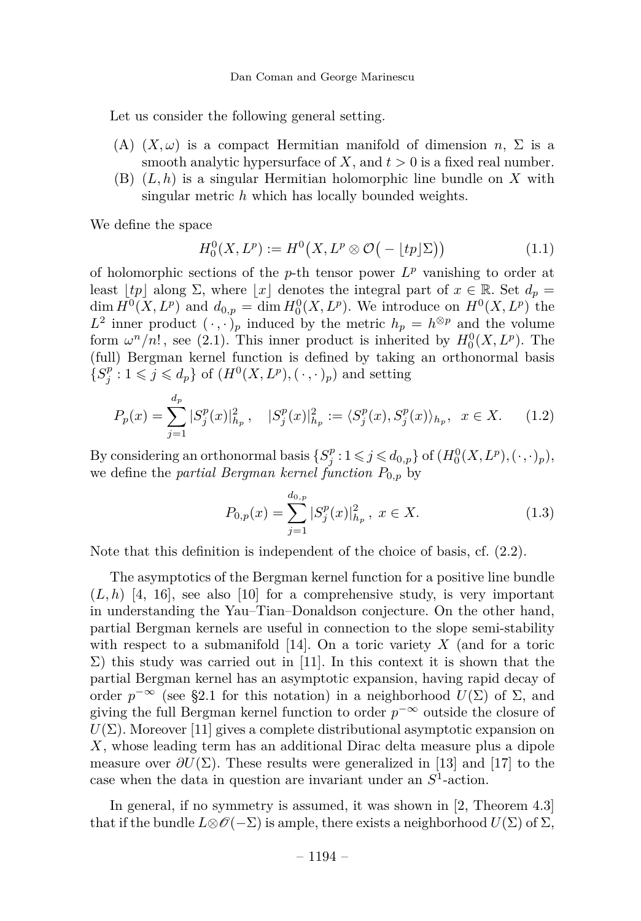Let us consider the following general setting.

(A) $(X,\omega)$ is a compact Hermitian manifold of dimension $n$, $\Sigma$ is a smooth analytic hypersurface of $X$, and $t > 0$ is a fixed real number.
(B) $(L,h)$ is a singular Hermitian holomorphic line bundle on $X$ with singular metric $h$ which has locally bounded weights.

We define the space

$$H^0_0(X,L^p) := H^0\big(X, L^p \otimes \mathcal{O}\big(-\lfloor tp \rfloor \Sigma\big)\big) \tag{1.1}$$

of holomorphic sections of the $p$-th tensor power $L^p$ vanishing to order at least $\lfloor tp \rfloor$ along $\Sigma$, where $\lfloor x \rfloor$ denotes the integral part of $x \in \mathbb{R}$. Set $d_p = \dim H^0(X,L^p)$ and $d_{0,p} = \dim H^0_0(X,L^p)$. We introduce on $H^0(X,L^p)$ the $L^2$ inner product $(\cdot\,,\cdot)_p$ induced by the metric $h_p = h^{\otimes p}$ and the volume form $\omega^n/n!$, see (2.1). This inner product is inherited by $H^0_0(X,L^p)$. The (full) Bergman kernel function is defined by taking an orthonormal basis $\{S^p_j : 1 \leqslant j \leqslant d_p\}$ of $(H^0(X,L^p),(\cdot\,,\cdot)_p)$ and setting

$$P_p(x) = \sum_{j=1}^{d_p} |S^p_j(x)|^2_{h_p}\,, \quad |S^p_j(x)|^2_{h_p} := \langle S^p_j(x), S^p_j(x)\rangle_{h_p}, \ \ x \in X. \tag{1.2}$$

By considering an orthonormal basis $\{S^p_j : 1 \leqslant j \leqslant d_{0,p}\}$ of $(H^0_0(X,L^p),(\cdot,\cdot)_p)$, we define the *partial Bergman kernel function* $P_{0,p}$ by

$$P_{0,p}(x) = \sum_{j=1}^{d_{0,p}} |S^p_j(x)|^2_{h_p}\,,\ x \in X. \tag{1.3}$$

Note that this definition is independent of the choice of basis, cf. (2.2).

The asymptotics of the Bergman kernel function for a positive line bundle $(L,h)$ [4, 16], see also [10] for a comprehensive study, is very important in understanding the Yau–Tian–Donaldson conjecture. On the other hand, partial Bergman kernels are useful in connection to the slope semi-stability with respect to a submanifold [14]. On a toric variety $X$ (and for a toric $\Sigma$) this study was carried out in [11]. In this context it is shown that the partial Bergman kernel has an asymptotic expansion, having rapid decay of order $p^{-\infty}$ (see §2.1 for this notation) in a neighborhood $U(\Sigma)$ of $\Sigma$, and giving the full Bergman kernel function to order $p^{-\infty}$ outside the closure of $U(\Sigma)$. Moreover [11] gives a complete distributional asymptotic expansion on $X$, whose leading term has an additional Dirac delta measure plus a dipole measure over $\partial U(\Sigma)$. These results were generalized in [13] and [17] to the case when the data in question are invariant under an $S^1$-action.

In general, if no symmetry is assumed, it was shown in [2, Theorem 4.3] that if the bundle $L\otimes\mathscr{O}(-\Sigma)$ is ample, there exists a neighborhood $U(\Sigma)$ of $\Sigma$,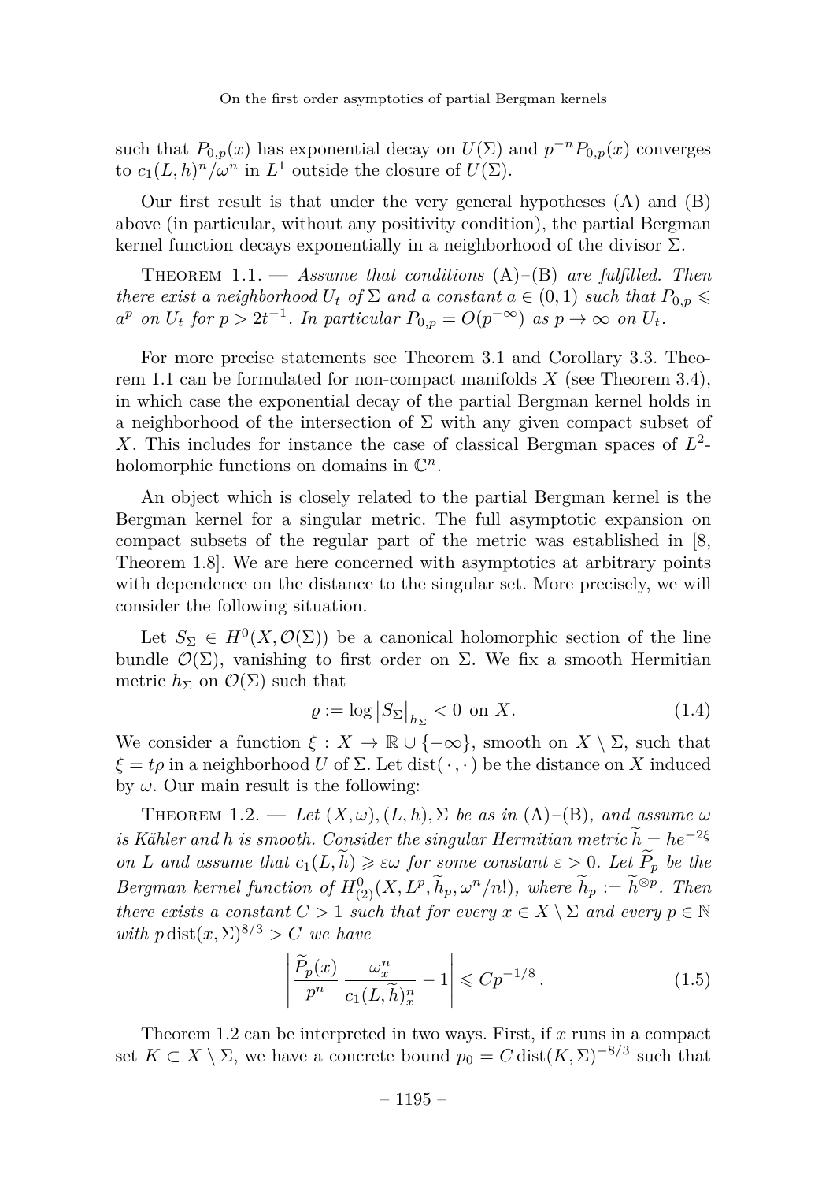such that $P_{0,p}(x)$ has exponential decay on $U(\Sigma)$ and $p^{-n}P_{0,p}(x)$ converges to $c_1(L,h)^n/\omega^n$ in $L^1$ outside the closure of $U(\Sigma)$.

Our first result is that under the very general hypotheses (A) and (B) above (in particular, without any positivity condition), the partial Bergman kernel function decays exponentially in a neighborhood of the divisor $\Sigma$.

Theorem 1.1. — *Assume that conditions* (A)–(B) *are fulfilled. Then there exist a neighborhood $U_t$ of $\Sigma$ and a constant $a \in (0,1)$ such that $P_{0,p} \leqslant a^p$ on $U_t$ for $p > 2t^{-1}$. In particular $P_{0,p} = O(p^{-\infty})$ as $p \to \infty$ on $U_t$.*

For more precise statements see Theorem 3.1 and Corollary 3.3. Theorem 1.1 can be formulated for non-compact manifolds $X$ (see Theorem 3.4), in which case the exponential decay of the partial Bergman kernel holds in a neighborhood of the intersection of $\Sigma$ with any given compact subset of $X$. This includes for instance the case of classical Bergman spaces of $L^2$-holomorphic functions on domains in $\mathbb{C}^n$.

An object which is closely related to the partial Bergman kernel is the Bergman kernel for a singular metric. The full asymptotic expansion on compact subsets of the regular part of the metric was established in [8, Theorem 1.8]. We are here concerned with asymptotics at arbitrary points with dependence on the distance to the singular set. More precisely, we will consider the following situation.

Let $S_\Sigma \in H^0(X, \mathcal{O}(\Sigma))$ be a canonical holomorphic section of the line bundle $\mathcal{O}(\Sigma)$, vanishing to first order on $\Sigma$. We fix a smooth Hermitian metric $h_\Sigma$ on $\mathcal{O}(\Sigma)$ such that

$$\varrho := \log \left|S_\Sigma\right|_{h_\Sigma} < 0 \text{ on } X. \tag{1.4}$$

We consider a function $\xi : X \to \mathbb{R} \cup \{-\infty\}$, smooth on $X \setminus \Sigma$, such that $\xi = t\rho$ in a neighborhood $U$ of $\Sigma$. Let $\operatorname{dist}(\,\cdot\,,\cdot\,)$ be the distance on $X$ induced by $\omega$. Our main result is the following:

Theorem 1.2. — *Let $(X,\omega), (L,h), \Sigma$ be as in* (A)–(B)*, and assume $\omega$ is Kähler and $h$ is smooth. Consider the singular Hermitian metric $\widetilde{h} = he^{-2\xi}$ on $L$ and assume that $c_1(L,\widetilde{h}) \geqslant \varepsilon\omega$ for some constant $\varepsilon > 0$. Let $\widetilde{P}_p$ be the Bergman kernel function of $H^0_{(2)}(X, L^p, \widetilde{h}_p, \omega^n/n!)$, where $\widetilde{h}_p := \widetilde{h}^{\otimes p}$. Then there exists a constant $C > 1$ such that for every $x \in X \setminus \Sigma$ and every $p \in \mathbb{N}$ with $p\operatorname{dist}(x,\Sigma)^{8/3} > C$ we have*

$$\left| \frac{\widetilde{P}_p(x)}{p^n} \, \frac{\omega_x^n}{c_1(L,\widetilde{h})_x^n} - 1 \right| \leqslant Cp^{-1/8}\,. \tag{1.5}$$

Theorem 1.2 can be interpreted in two ways. First, if $x$ runs in a compact set $K \subset X \setminus \Sigma$, we have a concrete bound $p_0 = C\operatorname{dist}(K,\Sigma)^{-8/3}$ such that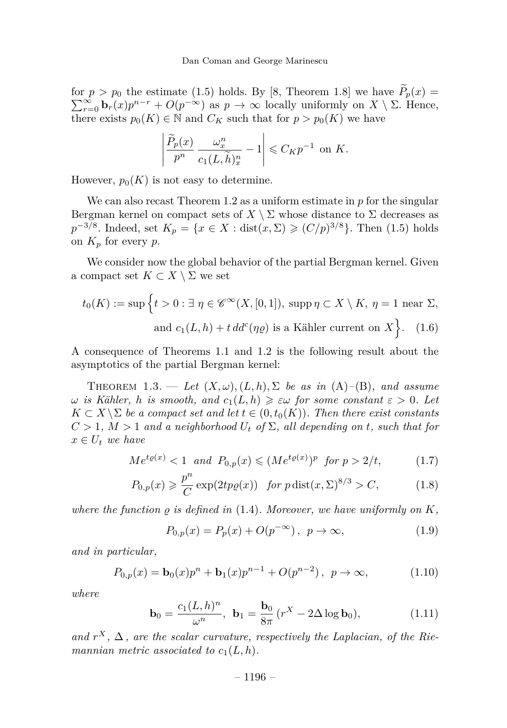for $p > p_0$ the estimate (1.5) holds. By [8, Theorem 1.8] we have $\widetilde{P}_p(x) = \sum_{r=0}^{\infty} \mathbf{b}_r(x) p^{n-r} + O(p^{-\infty})$ as $p \to \infty$ locally uniformly on $X \setminus \Sigma$. Hence, there exists $p_0(K) \in \mathbb{N}$ and $C_K$ such that for $p > p_0(K)$ we have

$$\left| \frac{\widetilde{P}_p(x)}{p^n} \frac{\omega_x^n}{c_1(L, \widetilde{h})_x^n} - 1 \right| \leqslant C_K p^{-1} \text{ on } K.$$

However, $p_0(K)$ is not easy to determine.

We can also recast Theorem 1.2 as a uniform estimate in $p$ for the singular Bergman kernel on compact sets of $X \setminus \Sigma$ whose distance to $\Sigma$ decreases as $p^{-3/8}$. Indeed, set $K_p = \{x \in X : \operatorname{dist}(x, \Sigma) \geqslant (C/p)^{3/8}\}$. Then (1.5) holds on $K_p$ for every $p$.

We consider now the global behavior of the partial Bergman kernel. Given a compact set $K \subset X \setminus \Sigma$ we set

$$t_0(K) := \sup \Big\{ t > 0 : \exists\ \eta \in \mathscr{C}^\infty(X, [0,1]),\ \operatorname{supp} \eta \subset X \setminus K,\ \eta = 1 \text{ near } \Sigma, \text{ and } c_1(L, h) + t\, dd^c(\eta \varrho) \text{ is a Kähler current on } X \Big\}. \tag{1.6}$$

A consequence of Theorems 1.1 and 1.2 is the following result about the asymptotics of the partial Bergman kernel:

Theorem 1.3. — *Let $(X, \omega), (L, h), \Sigma$ be as in* (A)–(B)*, and assume $\omega$ is Kähler, $h$ is smooth, and $c_1(L, h) \geqslant \varepsilon \omega$ for some constant $\varepsilon > 0$. Let $K \subset X \setminus \Sigma$ be a compact set and let $t \in (0, t_0(K))$. Then there exist constants $C > 1$, $M > 1$ and a neighborhood $U_t$ of $\Sigma$, all depending on $t$, such that for $x \in U_t$ we have*

$$M e^{t\varrho(x)} < 1 \quad \textit{and} \quad P_{0,p}(x) \leqslant (M e^{t\varrho(x)})^p \quad \textit{for } p > 2/t, \tag{1.7}$$

$$P_{0,p}(x) \geqslant \frac{p^n}{C} \exp(2tp\varrho(x)) \quad \textit{for } p \operatorname{dist}(x, \Sigma)^{8/3} > C, \tag{1.8}$$

*where the function $\varrho$ is defined in* (1.4)*. Moreover, we have uniformly on $K$,*

$$P_{0,p}(x) = P_p(x) + O(p^{-\infty}), \quad p \to \infty, \tag{1.9}$$

*and in particular,*

$$P_{0,p}(x) = \mathbf{b}_0(x) p^n + \mathbf{b}_1(x) p^{n-1} + O(p^{n-2}), \quad p \to \infty, \tag{1.10}$$

*where*

$$\mathbf{b}_0 = \frac{c_1(L, h)^n}{\omega^n}, \quad \mathbf{b}_1 = \frac{\mathbf{b}_0}{8\pi} (r^X - 2\Delta \log \mathbf{b}_0), \tag{1.11}$$

*and $r^X$, $\Delta$, are the scalar curvature, respectively the Laplacian, of the Riemannian metric associated to $c_1(L, h)$.*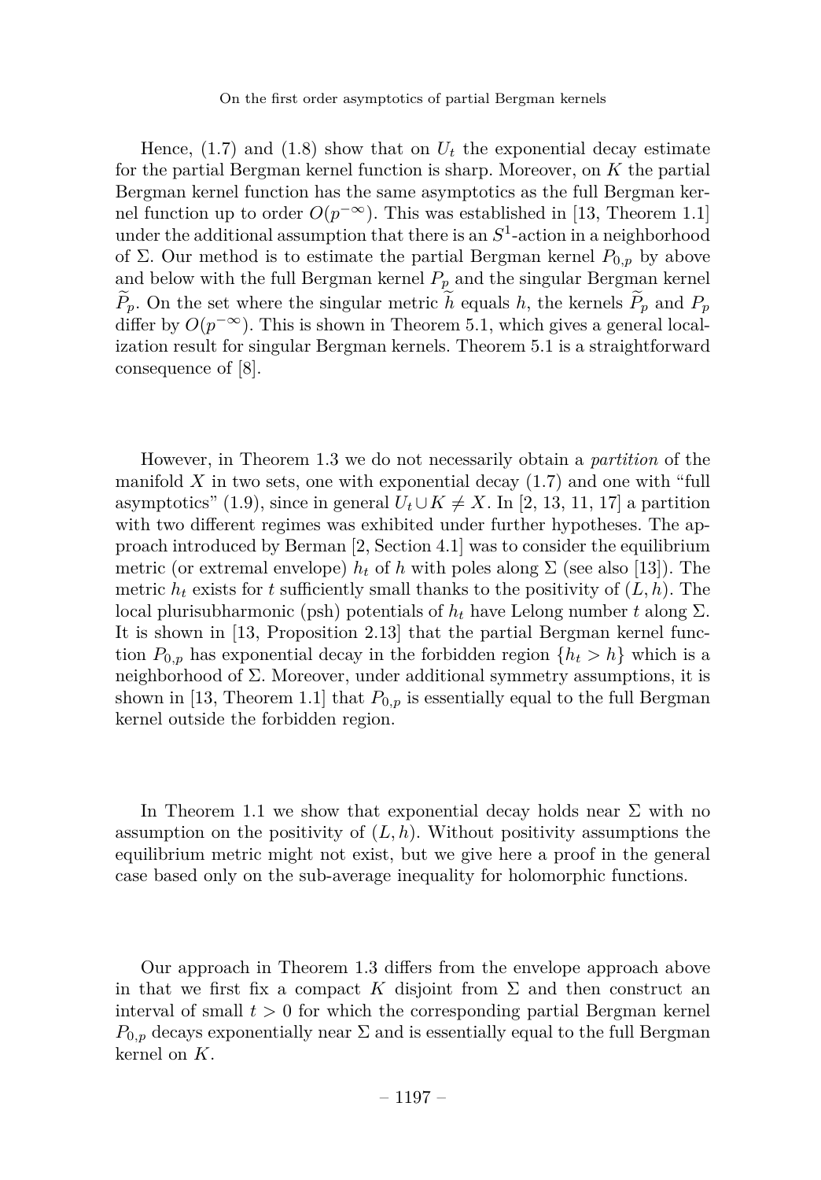Hence, (1.7) and (1.8) show that on $U_t$ the exponential decay estimate for the partial Bergman kernel function is sharp. Moreover, on $K$ the partial Bergman kernel function has the same asymptotics as the full Bergman kernel function up to order $O(p^{-\infty})$. This was established in [13, Theorem 1.1] under the additional assumption that there is an $S^1$-action in a neighborhood of $\Sigma$. Our method is to estimate the partial Bergman kernel $P_{0,p}$ by above and below with the full Bergman kernel $P_p$ and the singular Bergman kernel $\widetilde{P}_p$. On the set where the singular metric $\widetilde{h}$ equals $h$, the kernels $\widetilde{P}_p$ and $P_p$ differ by $O(p^{-\infty})$. This is shown in Theorem 5.1, which gives a general localization result for singular Bergman kernels. Theorem 5.1 is a straightforward consequence of [8].

However, in Theorem 1.3 we do not necessarily obtain a *partition* of the manifold $X$ in two sets, one with exponential decay (1.7) and one with "full asymptotics" (1.9), since in general $U_t \cup K \neq X$. In [2, 13, 11, 17] a partition with two different regimes was exhibited under further hypotheses. The approach introduced by Berman [2, Section 4.1] was to consider the equilibrium metric (or extremal envelope) $h_t$ of $h$ with poles along $\Sigma$ (see also [13]). The metric $h_t$ exists for $t$ sufficiently small thanks to the positivity of $(L, h)$. The local plurisubharmonic (psh) potentials of $h_t$ have Lelong number $t$ along $\Sigma$. It is shown in [13, Proposition 2.13] that the partial Bergman kernel function $P_{0,p}$ has exponential decay in the forbidden region $\{h_t > h\}$ which is a neighborhood of $\Sigma$. Moreover, under additional symmetry assumptions, it is shown in [13, Theorem 1.1] that $P_{0,p}$ is essentially equal to the full Bergman kernel outside the forbidden region.

In Theorem 1.1 we show that exponential decay holds near $\Sigma$ with no assumption on the positivity of $(L, h)$. Without positivity assumptions the equilibrium metric might not exist, but we give here a proof in the general case based only on the sub-average inequality for holomorphic functions.

Our approach in Theorem 1.3 differs from the envelope approach above in that we first fix a compact $K$ disjoint from $\Sigma$ and then construct an interval of small $t > 0$ for which the corresponding partial Bergman kernel $P_{0,p}$ decays exponentially near $\Sigma$ and is essentially equal to the full Bergman kernel on $K$.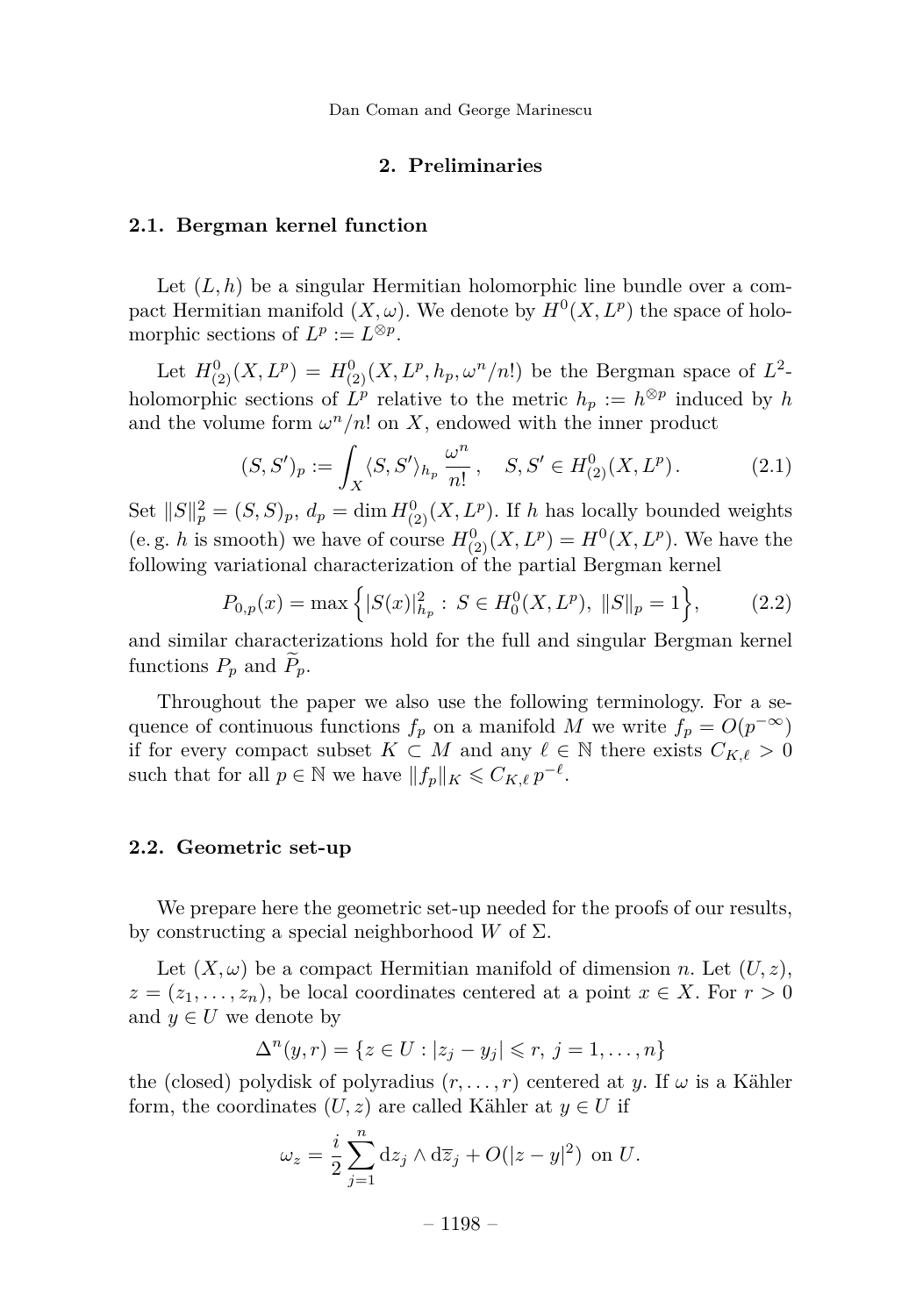## 2. Preliminaries

### 2.1. Bergman kernel function

Let $(L, h)$ be a singular Hermitian holomorphic line bundle over a compact Hermitian manifold $(X, \omega)$. We denote by $H^0(X, L^p)$ the space of holomorphic sections of $L^p := L^{\otimes p}$.

Let $H^0_{(2)}(X, L^p) = H^0_{(2)}(X, L^p, h_p, \omega^n/n!)$ be the Bergman space of $L^2$-holomorphic sections of $L^p$ relative to the metric $h_p := h^{\otimes p}$ induced by $h$ and the volume form $\omega^n/n!$ on $X$, endowed with the inner product

$$(S, S')_p := \int_X \langle S, S' \rangle_{h_p} \frac{\omega^n}{n!}, \quad S, S' \in H^0_{(2)}(X, L^p). \tag{2.1}$$

Set $\|S\|_p^2 = (S, S)_p$, $d_p = \dim H^0_{(2)}(X, L^p)$. If $h$ has locally bounded weights (e. g. $h$ is smooth) we have of course $H^0_{(2)}(X, L^p) = H^0(X, L^p)$. We have the following variational characterization of the partial Bergman kernel

$$P_{0,p}(x) = \max\left\{ |S(x)|^2_{h_p} : S \in H^0_0(X, L^p),\ \|S\|_p = 1 \right\}, \tag{2.2}$$

and similar characterizations hold for the full and singular Bergman kernel functions $P_p$ and $\widetilde{P}_p$.

Throughout the paper we also use the following terminology. For a sequence of continuous functions $f_p$ on a manifold $M$ we write $f_p = O(p^{-\infty})$ if for every compact subset $K \subset M$ and any $\ell \in \mathbb{N}$ there exists $C_{K,\ell} > 0$ such that for all $p \in \mathbb{N}$ we have $\|f_p\|_K \leqslant C_{K,\ell}\, p^{-\ell}$.

### 2.2. Geometric set-up

We prepare here the geometric set-up needed for the proofs of our results, by constructing a special neighborhood $W$ of $\Sigma$.

Let $(X, \omega)$ be a compact Hermitian manifold of dimension $n$. Let $(U, z)$, $z = (z_1, \dots, z_n)$, be local coordinates centered at a point $x \in X$. For $r > 0$ and $y \in U$ we denote by

$$\Delta^n(y, r) = \{z \in U : |z_j - y_j| \leqslant r,\ j = 1, \dots, n\}$$

the (closed) polydisk of polyradius $(r, \dots, r)$ centered at $y$. If $\omega$ is a Kähler form, the coordinates $(U, z)$ are called Kähler at $y \in U$ if

$$\omega_z = \frac{i}{2} \sum_{j=1}^{n} \mathrm{d}z_j \wedge \mathrm{d}\overline{z}_j + O(|z - y|^2) \text{ on } U.$$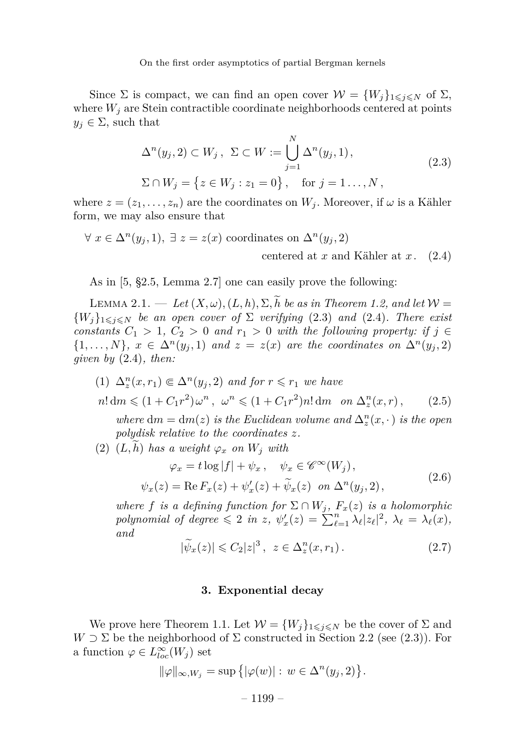Since $\Sigma$ is compact, we can find an open cover $\mathcal{W} = \{W_j\}_{1\leqslant j\leqslant N}$ of $\Sigma$, where $W_j$ are Stein contractible coordinate neighborhoods centered at points $y_j \in \Sigma$, such that

$$
\begin{gathered}
\Delta^n(y_j,2) \subset W_j\,,\ \ \Sigma \subset W := \bigcup_{j=1}^{N} \Delta^n(y_j,1)\,, \\
\Sigma \cap W_j = \big\{z \in W_j : z_1 = 0\big\}\,, \quad \text{for } j = 1\ldots,N\,,
\end{gathered}
\tag{2.3}
$$

where $z = (z_1,\ldots,z_n)$ are the coordinates on $W_j$. Moreover, if $\omega$ is a Kähler form, we may also ensure that

$$
\forall\ x \in \Delta^n(y_j,1),\ \exists\ z = z(x) \text{ coordinates on } \Delta^n(y_j,2) \text{ centered at } x \text{ and Kähler at } x\,. \tag{2.4}
$$

As in [5, §2.5, Lemma 2.7] one can easily prove the following:

Lemma 2.1. — *Let $(X,\omega),(L,h),\Sigma,\widetilde{h}$ be as in Theorem 1.2, and let $\mathcal{W} = \{W_j\}_{1\leqslant j\leqslant N}$ be an open cover of $\Sigma$ verifying* (2.3) *and* (2.4)*. There exist constants $C_1 > 1$, $C_2 > 0$ and $r_1 > 0$ with the following property: if $j \in \{1,\ldots,N\}$, $x \in \Delta^n(y_j,1)$ and $z = z(x)$ are the coordinates on $\Delta^n(y_j,2)$ given by* (2.4)*, then:*

(1) *$\Delta^n_z(x,r_1) \Subset \Delta^n(y_j,2)$ and for $r \leqslant r_1$ we have*

$$
n!\,\mathrm{d}m \leqslant (1+C_1r^2)\,\omega^n\,,\ \ \omega^n \leqslant (1+C_1r^2)n!\,\mathrm{d}m \quad \text{on } \Delta^n_z(x,r)\,, \tag{2.5}
$$

*where $\mathrm{d}m = \mathrm{d}m(z)$ is the Euclidean volume and $\Delta^n_z(x,\cdot)$ is the open polydisk relative to the coordinates $z$.*

(2) *$(L,\widetilde{h})$ has a weight $\varphi_x$ on $W_j$ with*

$$
\begin{gathered}
\varphi_x = t\log|f| + \psi_x\,, \quad \psi_x \in \mathscr{C}^\infty(W_j)\,, \\
\psi_x(z) = \operatorname{Re} F_x(z) + \psi'_x(z) + \widetilde{\psi}_x(z) \ \text{ on } \Delta^n(y_j,2)\,,
\end{gathered}
\tag{2.6}
$$

*where $f$ is a defining function for $\Sigma \cap W_j$, $F_x(z)$ is a holomorphic polynomial of degree $\leqslant 2$ in $z$, $\psi'_x(z) = \sum_{\ell=1}^n \lambda_\ell |z_\ell|^2$, $\lambda_\ell = \lambda_\ell(x)$, and*

$$
|\widetilde{\psi}_x(z)| \leqslant C_2|z|^3\,,\ \ z \in \Delta^n_z(x,r_1)\,. \tag{2.7}
$$

## 3. Exponential decay

We prove here Theorem 1.1. Let $\mathcal{W} = \{W_j\}_{1\leqslant j\leqslant N}$ be the cover of $\Sigma$ and $W \supset \Sigma$ be the neighborhood of $\Sigma$ constructed in Section 2.2 (see (2.3)). For a function $\varphi \in L^\infty_{loc}(W_j)$ set

$$
\|\varphi\|_{\infty,W_j} = \sup\big\{|\varphi(w)| : w \in \Delta^n(y_j,2)\big\}.
$$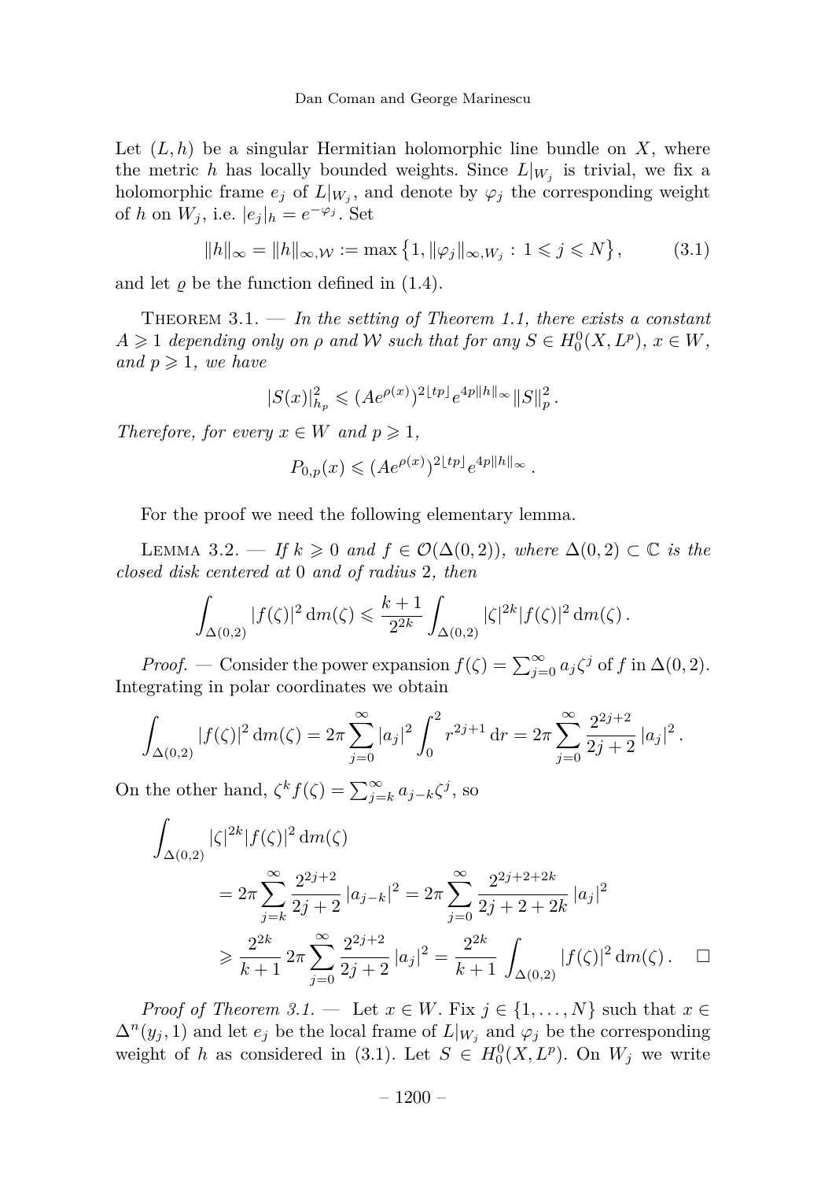Let $(L, h)$ be a singular Hermitian holomorphic line bundle on $X$, where the metric $h$ has locally bounded weights. Since $L|_{W_j}$ is trivial, we fix a holomorphic frame $e_j$ of $L|_{W_j}$, and denote by $\varphi_j$ the corresponding weight of $h$ on $W_j$, i.e. $|e_j|_h = e^{-\varphi_j}$. Set

$$\|h\|_\infty = \|h\|_{\infty,\mathcal{W}} := \max\big\{1, \|\varphi_j\|_{\infty,W_j} : 1 \leqslant j \leqslant N\big\}, \tag{3.1}$$

and let $\varrho$ be the function defined in (1.4).

**Theorem 3.1.** — *In the setting of Theorem 1.1, there exists a constant $A \geqslant 1$ depending only on $\rho$ and $\mathcal{W}$ such that for any $S \in H^0_0(X, L^p)$, $x \in W$, and $p \geqslant 1$, we have*

$$|S(x)|^2_{h_p} \leqslant (Ae^{\rho(x)})^{2\lfloor tp \rfloor} e^{4p\|h\|_\infty} \|S\|^2_p\,.$$

*Therefore, for every $x \in W$ and $p \geqslant 1$,*

$$P_{0,p}(x) \leqslant (Ae^{\rho(x)})^{2\lfloor tp \rfloor} e^{4p\|h\|_\infty}\,.$$

For the proof we need the following elementary lemma.

**Lemma 3.2.** — *If $k \geqslant 0$ and $f \in \mathcal{O}(\Delta(0, 2))$, where $\Delta(0, 2) \subset \mathbb{C}$ is the closed disk centered at $0$ and of radius $2$, then*

$$\int_{\Delta(0,2)} |f(\zeta)|^2 \, \mathrm{d}m(\zeta) \leqslant \frac{k+1}{2^{2k}} \int_{\Delta(0,2)} |\zeta|^{2k} |f(\zeta)|^2 \, \mathrm{d}m(\zeta)\,.$$

*Proof.* — Consider the power expansion $f(\zeta) = \sum_{j=0}^\infty a_j \zeta^j$ of $f$ in $\Delta(0, 2)$. Integrating in polar coordinates we obtain

$$\int_{\Delta(0,2)} |f(\zeta)|^2 \, \mathrm{d}m(\zeta) = 2\pi \sum_{j=0}^\infty |a_j|^2 \int_0^2 r^{2j+1} \, \mathrm{d}r = 2\pi \sum_{j=0}^\infty \frac{2^{2j+2}}{2j+2} |a_j|^2\,.$$

On the other hand, $\zeta^k f(\zeta) = \sum_{j=k}^\infty a_{j-k} \zeta^j$, so

$$\begin{aligned}
\int_{\Delta(0,2)} &|\zeta|^{2k} |f(\zeta)|^2 \, \mathrm{d}m(\zeta) \\
&= 2\pi \sum_{j=k}^\infty \frac{2^{2j+2}}{2j+2} |a_{j-k}|^2 = 2\pi \sum_{j=0}^\infty \frac{2^{2j+2+2k}}{2j+2+2k} |a_j|^2 \\
&\geqslant \frac{2^{2k}}{k+1} \, 2\pi \sum_{j=0}^\infty \frac{2^{2j+2}}{2j+2} |a_j|^2 = \frac{2^{2k}}{k+1} \int_{\Delta(0,2)} |f(\zeta)|^2 \, \mathrm{d}m(\zeta)\,. \quad \square
\end{aligned}$$

*Proof of Theorem 3.1.* — Let $x \in W$. Fix $j \in \{1, \ldots, N\}$ such that $x \in \Delta^n(y_j, 1)$ and let $e_j$ be the local frame of $L|_{W_j}$ and $\varphi_j$ be the corresponding weight of $h$ as considered in (3.1). Let $S \in H^0_0(X, L^p)$. On $W_j$ we write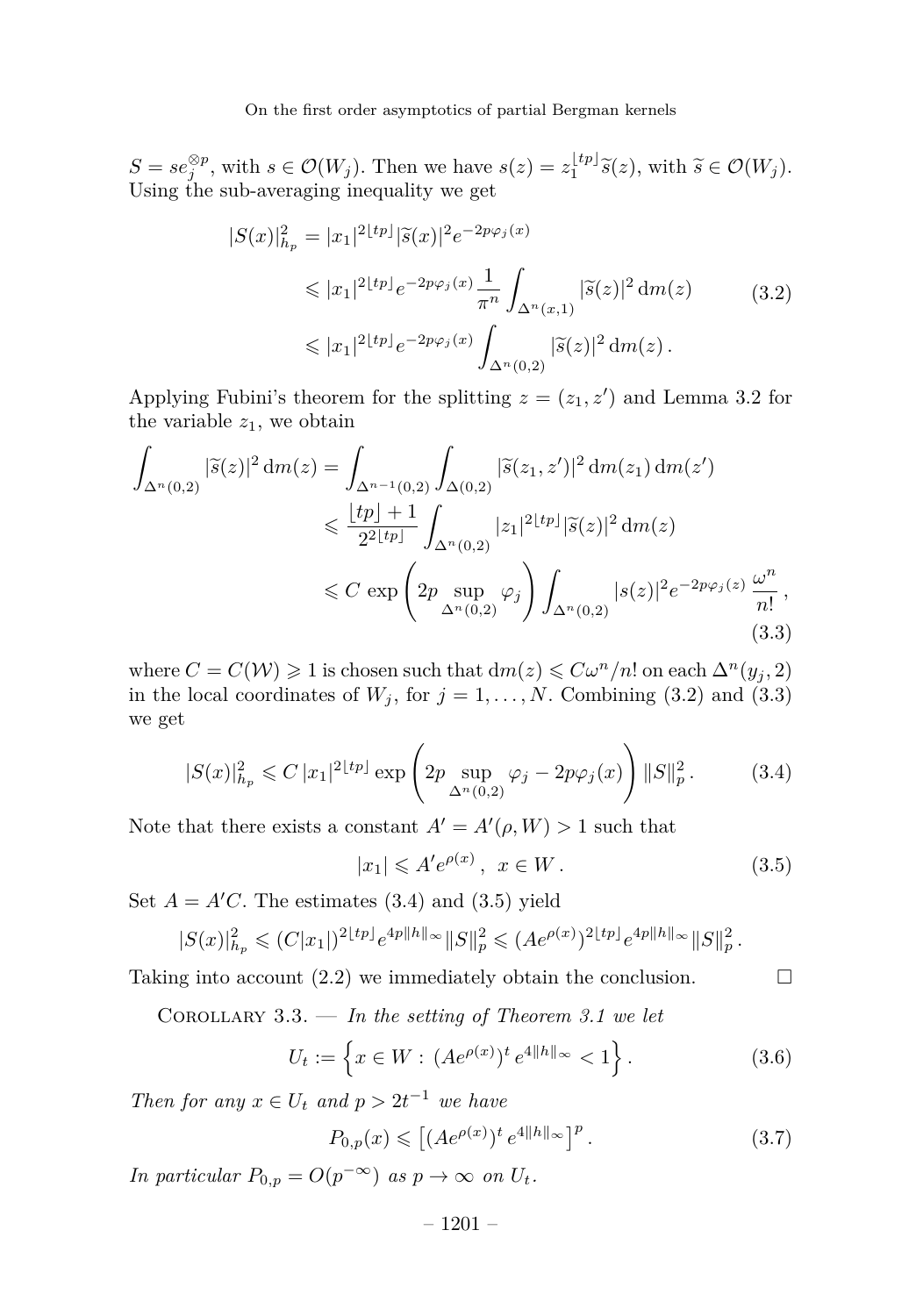$S = se_j^{\otimes p}$, with $s \in \mathcal{O}(W_j)$. Then we have $s(z) = z_1^{\lfloor tp \rfloor}\widetilde{s}(z)$, with $\widetilde{s} \in \mathcal{O}(W_j)$. Using the sub-averaging inequality we get

$$
\begin{aligned}
|S(x)|^2_{h_p} &= |x_1|^{2\lfloor tp \rfloor}|\widetilde{s}(x)|^2 e^{-2p\varphi_j(x)} \\
&\leqslant |x_1|^{2\lfloor tp \rfloor} e^{-2p\varphi_j(x)} \frac{1}{\pi^n}\int_{\Delta^n(x,1)} |\widetilde{s}(z)|^2 \,\mathrm{d}m(z) \\
&\leqslant |x_1|^{2\lfloor tp \rfloor} e^{-2p\varphi_j(x)} \int_{\Delta^n(0,2)} |\widetilde{s}(z)|^2 \,\mathrm{d}m(z)\,.
\end{aligned}
\tag{3.2}
$$

Applying Fubini's theorem for the splitting $z = (z_1, z')$ and Lemma 3.2 for the variable $z_1$, we obtain

$$
\begin{aligned}
\int_{\Delta^n(0,2)} |\widetilde{s}(z)|^2 \,\mathrm{d}m(z) &= \int_{\Delta^{n-1}(0,2)} \int_{\Delta(0,2)} |\widetilde{s}(z_1,z')|^2 \,\mathrm{d}m(z_1)\,\mathrm{d}m(z') \\
&\leqslant \frac{\lfloor tp \rfloor + 1}{2^{2\lfloor tp \rfloor}} \int_{\Delta^n(0,2)} |z_1|^{2\lfloor tp \rfloor}|\widetilde{s}(z)|^2 \,\mathrm{d}m(z) \\
&\leqslant C\,\exp\left(2p \sup_{\Delta^n(0,2)} \varphi_j\right) \int_{\Delta^n(0,2)} |s(z)|^2 e^{-2p\varphi_j(z)}\,\frac{\omega^n}{n!}\,,
\end{aligned}
\tag{3.3}
$$

where $C = C(\mathcal{W}) \geqslant 1$ is chosen such that $\mathrm{d}m(z) \leqslant C\omega^n/n!$ on each $\Delta^n(y_j, 2)$ in the local coordinates of $W_j$, for $j = 1, \ldots, N$. Combining (3.2) and (3.3) we get

$$
|S(x)|^2_{h_p} \leqslant C\,|x_1|^{2\lfloor tp \rfloor} \exp\left(2p \sup_{\Delta^n(0,2)} \varphi_j - 2p\varphi_j(x)\right) \|S\|^2_p\,. \tag{3.4}
$$

Note that there exists a constant $A' = A'(\rho, W) > 1$ such that

$$
|x_1| \leqslant A' e^{\rho(x)}\,,\ \ x \in W\,. \tag{3.5}
$$

Set $A = A'C$. The estimates (3.4) and (3.5) yield

$$
|S(x)|^2_{h_p} \leqslant (C|x_1|)^{2\lfloor tp \rfloor} e^{4p\|h\|_\infty} \|S\|^2_p \leqslant (Ae^{\rho(x)})^{2\lfloor tp \rfloor} e^{4p\|h\|_\infty} \|S\|^2_p\,.
$$

Taking into account (2.2) we immediately obtain the conclusion. $\square$

Corollary 3.3. — *In the setting of Theorem 3.1 we let*

$$
U_t := \left\{ x \in W : \, (Ae^{\rho(x)})^t \, e^{4\|h\|_\infty} < 1 \right\}. \tag{3.6}
$$

*Then for any $x \in U_t$ and $p > 2t^{-1}$ we have*

$$
P_{0,p}(x) \leqslant \left[ (Ae^{\rho(x)})^t \, e^{4\|h\|_\infty} \right]^p. \tag{3.7}
$$

*In particular $P_{0,p} = O(p^{-\infty})$ as $p \to \infty$ on $U_t$.*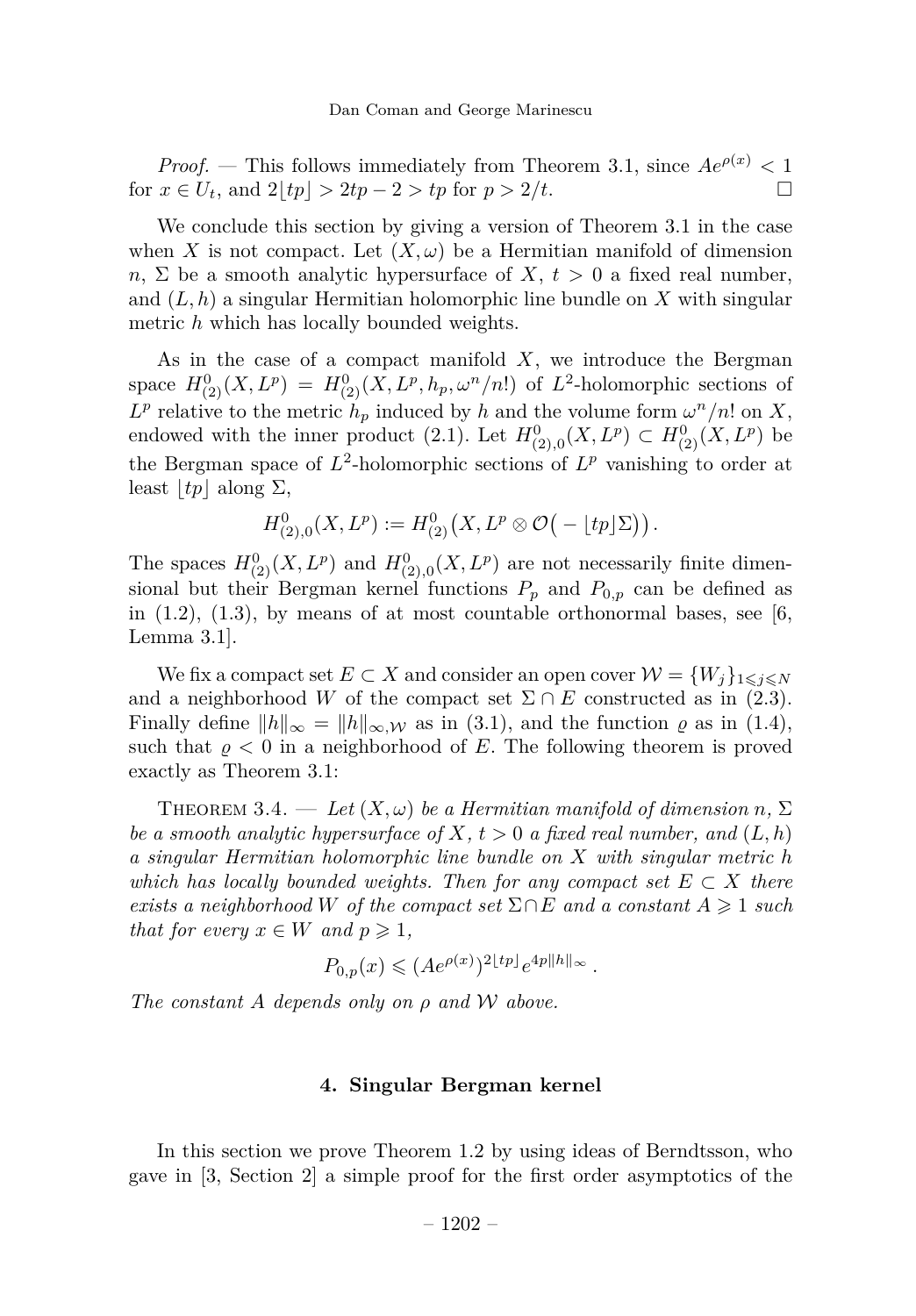*Proof.* — This follows immediately from Theorem 3.1, since $Ae^{\rho(x)} < 1$ for $x \in U_t$, and $2\lfloor tp \rfloor > 2tp - 2 > tp$ for $p > 2/t$. $\square$

We conclude this section by giving a version of Theorem 3.1 in the case when $X$ is not compact. Let $(X, \omega)$ be a Hermitian manifold of dimension $n$, $\Sigma$ be a smooth analytic hypersurface of $X$, $t > 0$ a fixed real number, and $(L, h)$ a singular Hermitian holomorphic line bundle on $X$ with singular metric $h$ which has locally bounded weights.

As in the case of a compact manifold $X$, we introduce the Bergman space $H^0_{(2)}(X, L^p) = H^0_{(2)}(X, L^p, h_p, \omega^n/n!)$ of $L^2$-holomorphic sections of $L^p$ relative to the metric $h_p$ induced by $h$ and the volume form $\omega^n/n!$ on $X$, endowed with the inner product (2.1). Let $H^0_{(2),0}(X, L^p) \subset H^0_{(2)}(X, L^p)$ be the Bergman space of $L^2$-holomorphic sections of $L^p$ vanishing to order at least $\lfloor tp \rfloor$ along $\Sigma$,

$$H^0_{(2),0}(X, L^p) := H^0_{(2)}\big(X, L^p \otimes \mathcal{O}\big(-\lfloor tp \rfloor \Sigma\big)\big).$$

The spaces $H^0_{(2)}(X, L^p)$ and $H^0_{(2),0}(X, L^p)$ are not necessarily finite dimensional but their Bergman kernel functions $P_p$ and $P_{0,p}$ can be defined as in (1.2), (1.3), by means of at most countable orthonormal bases, see [6, Lemma 3.1].

We fix a compact set $E \subset X$ and consider an open cover $\mathcal{W} = \{W_j\}_{1 \leqslant j \leqslant N}$ and a neighborhood $W$ of the compact set $\Sigma \cap E$ constructed as in (2.3). Finally define $\|h\|_\infty = \|h\|_{\infty, \mathcal{W}}$ as in (3.1), and the function $\varrho$ as in (1.4), such that $\varrho < 0$ in a neighborhood of $E$. The following theorem is proved exactly as Theorem 3.1:

Theorem 3.4. — *Let $(X, \omega)$ be a Hermitian manifold of dimension $n$, $\Sigma$ be a smooth analytic hypersurface of $X$, $t > 0$ a fixed real number, and $(L, h)$ a singular Hermitian holomorphic line bundle on $X$ with singular metric $h$ which has locally bounded weights. Then for any compact set $E \subset X$ there exists a neighborhood $W$ of the compact set $\Sigma \cap E$ and a constant $A \geqslant 1$ such that for every $x \in W$ and $p \geqslant 1$,*

$$P_{0,p}(x) \leqslant (Ae^{\rho(x)})^{2\lfloor tp \rfloor} e^{4p\|h\|_\infty}.$$

*The constant $A$ depends only on $\rho$ and $\mathcal{W}$ above.*

## 4. Singular Bergman kernel

In this section we prove Theorem 1.2 by using ideas of Berndtsson, who gave in [3, Section 2] a simple proof for the first order asymptotics of the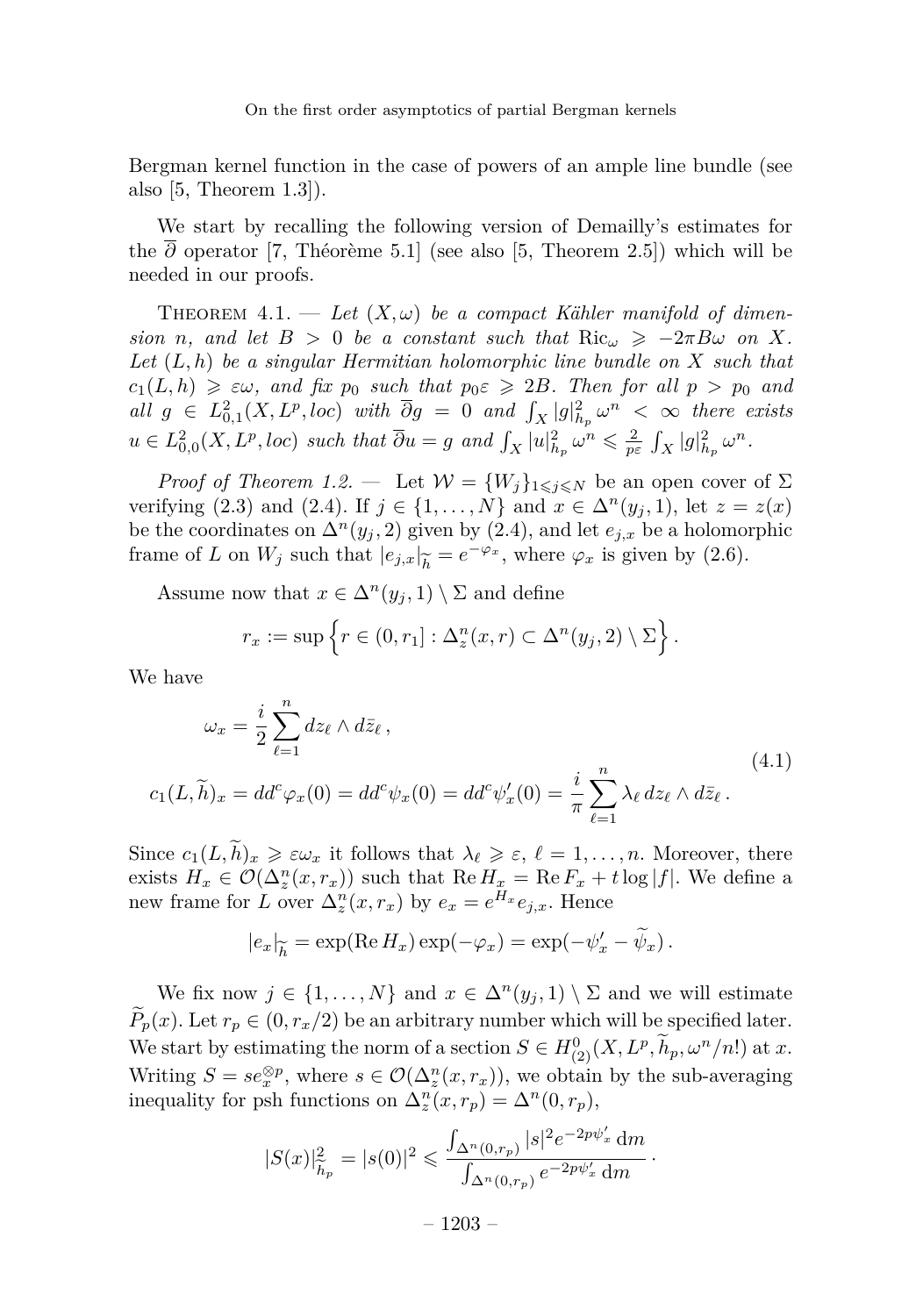Bergman kernel function in the case of powers of an ample line bundle (see also [5, Theorem 1.3]).

We start by recalling the following version of Demailly's estimates for the $\overline{\partial}$ operator [7, Théorème 5.1] (see also [5, Theorem 2.5]) which will be needed in our proofs.

Theorem 4.1. — *Let $(X,\omega)$ be a compact Kähler manifold of dimension $n$, and let $B > 0$ be a constant such that $\mathrm{Ric}_\omega \geqslant -2\pi B\omega$ on $X$. Let $(L,h)$ be a singular Hermitian holomorphic line bundle on $X$ such that $c_1(L,h) \geqslant \varepsilon\omega$, and fix $p_0$ such that $p_0\varepsilon \geqslant 2B$. Then for all $p > p_0$ and all $g \in L^2_{0,1}(X, L^p, loc)$ with $\overline{\partial} g = 0$ and $\int_X |g|^2_{h_p}\,\omega^n < \infty$ there exists $u \in L^2_{0,0}(X, L^p, loc)$ such that $\overline{\partial} u = g$ and $\int_X |u|^2_{h_p}\,\omega^n \leqslant \frac{2}{p\varepsilon}\int_X |g|^2_{h_p}\,\omega^n$.*

*Proof of Theorem 1.2.* — Let $\mathcal{W} = \{W_j\}_{1\leqslant j\leqslant N}$ be an open cover of $\Sigma$ verifying (2.3) and (2.4). If $j \in \{1,\dots,N\}$ and $x \in \Delta^n(y_j,1)$, let $z = z(x)$ be the coordinates on $\Delta^n(y_j,2)$ given by (2.4), and let $e_{j,x}$ be a holomorphic frame of $L$ on $W_j$ such that $|e_{j,x}|_{\widetilde{h}} = e^{-\varphi_x}$, where $\varphi_x$ is given by (2.6).

Assume now that $x \in \Delta^n(y_j,1)\setminus\Sigma$ and define

$$r_x := \sup\left\{r \in (0,r_1] : \Delta^n_z(x,r) \subset \Delta^n(y_j,2)\setminus\Sigma\right\}.$$

We have

$$\begin{aligned}
\omega_x &= \frac{i}{2}\sum_{\ell=1}^n dz_\ell\wedge d\bar{z}_\ell\,,\\
c_1(L,\widetilde{h})_x &= dd^c\varphi_x(0) = dd^c\psi_x(0) = dd^c\psi'_x(0) = \frac{i}{\pi}\sum_{\ell=1}^n \lambda_\ell\, dz_\ell\wedge d\bar{z}_\ell\,.
\end{aligned}\tag{4.1}$$

Since $c_1(L,\widetilde{h})_x \geqslant \varepsilon\omega_x$ it follows that $\lambda_\ell \geqslant \varepsilon$, $\ell = 1,\dots,n$. Moreover, there exists $H_x \in \mathcal{O}(\Delta^n_z(x,r_x))$ such that $\operatorname{Re} H_x = \operatorname{Re} F_x + t\log|f|$. We define a new frame for $L$ over $\Delta^n_z(x,r_x)$ by $e_x = e^{H_x}e_{j,x}$. Hence

$$|e_x|_{\widetilde{h}} = \exp(\operatorname{Re} H_x)\exp(-\varphi_x) = \exp(-\psi'_x - \widetilde{\psi}_x)\,.$$

We fix now $j \in \{1,\dots,N\}$ and $x \in \Delta^n(y_j,1)\setminus\Sigma$ and we will estimate $\widetilde{P}_p(x)$. Let $r_p \in (0, r_x/2)$ be an arbitrary number which will be specified later. We start by estimating the norm of a section $S \in H^0_{(2)}(X, L^p, \widetilde{h}_p, \omega^n/n!)$ at $x$. Writing $S = se_x^{\otimes p}$, where $s \in \mathcal{O}(\Delta^n_z(x,r_x))$, we obtain by the sub-averaging inequality for psh functions on $\Delta^n_z(x,r_p) = \Delta^n(0,r_p)$,

$$|S(x)|^2_{\widetilde{h}_p} = |s(0)|^2 \leqslant \frac{\int_{\Delta^n(0,r_p)}|s|^2 e^{-2p\psi'_x}\,\mathrm{d}m}{\int_{\Delta^n(0,r_p)} e^{-2p\psi'_x}\,\mathrm{d}m}\,.$$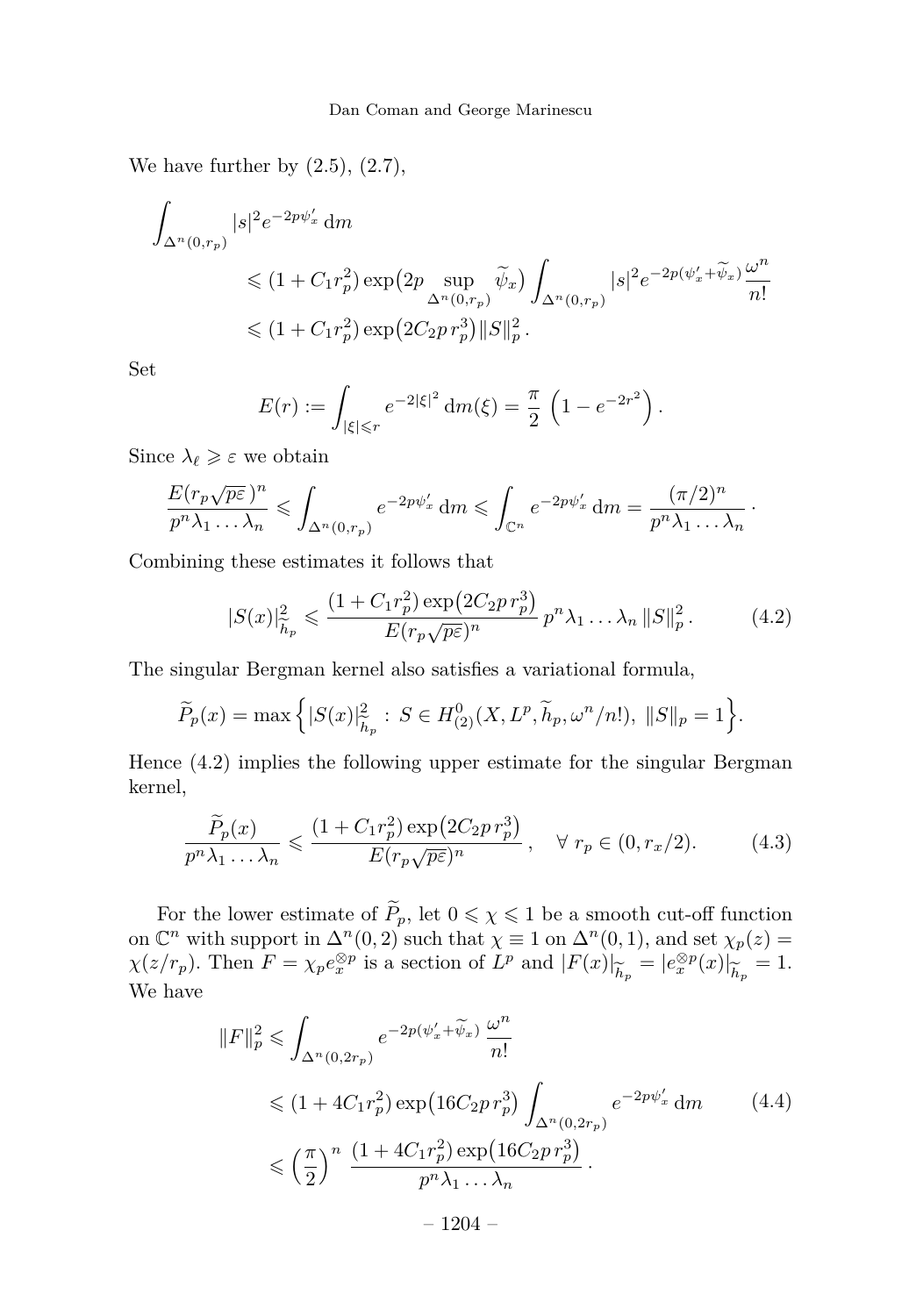We have further by (2.5), (2.7),

$$
\begin{aligned}
\int_{\Delta^n(0,r_p)} &|s|^2 e^{-2p\psi'_x}\,\mathrm{d}m \\
&\leqslant (1+C_1 r_p^2)\exp\big(2p\sup_{\Delta^n(0,r_p)}\widetilde{\psi}_x\big)\int_{\Delta^n(0,r_p)}|s|^2 e^{-2p(\psi'_x+\widetilde{\psi}_x)}\frac{\omega^n}{n!}\\
&\leqslant (1+C_1 r_p^2)\exp\big(2C_2 p\, r_p^3\big)\|S\|_p^2\,.
\end{aligned}
$$

Set

$$
E(r) := \int_{|\xi|\leqslant r} e^{-2|\xi|^2}\,\mathrm{d}m(\xi) = \frac{\pi}{2}\,\left(1-e^{-2r^2}\right).
$$

Since $\lambda_\ell \geqslant \varepsilon$ we obtain

$$
\frac{E(r_p\sqrt{p\varepsilon}\,)^n}{p^n\lambda_1\ldots\lambda_n} \leqslant \int_{\Delta^n(0,r_p)} e^{-2p\psi'_x}\,\mathrm{d}m \leqslant \int_{\mathbb{C}^n} e^{-2p\psi'_x}\,\mathrm{d}m = \frac{(\pi/2)^n}{p^n\lambda_1\ldots\lambda_n}\,\cdot
$$

Combining these estimates it follows that

$$
|S(x)|^2_{\widetilde{h}_p} \leqslant \frac{(1+C_1 r_p^2)\exp\big(2C_2 p\, r_p^3\big)}{E(r_p\sqrt{p\varepsilon})^n}\, p^n\lambda_1\ldots\lambda_n\,\|S\|_p^2\,. \tag{4.2}
$$

The singular Bergman kernel also satisfies a variational formula,

$$
\widetilde{P}_p(x) = \max\Big\{|S(x)|^2_{\widetilde{h}_p} : S\in H^0_{(2)}(X,L^p,\widetilde{h}_p,\omega^n/n!),\ \|S\|_p = 1\Big\}.
$$

Hence (4.2) implies the following upper estimate for the singular Bergman kernel,

$$
\frac{\widetilde{P}_p(x)}{p^n\lambda_1\ldots\lambda_n} \leqslant \frac{(1+C_1 r_p^2)\exp\big(2C_2 p\, r_p^3\big)}{E(r_p\sqrt{p\varepsilon})^n}\,, \quad \forall\ r_p\in(0,r_x/2). \tag{4.3}
$$

For the lower estimate of $\widetilde{P}_p$, let $0\leqslant\chi\leqslant 1$ be a smooth cut-off function on $\mathbb{C}^n$ with support in $\Delta^n(0,2)$ such that $\chi\equiv 1$ on $\Delta^n(0,1)$, and set $\chi_p(z) = \chi(z/r_p)$. Then $F = \chi_p e_x^{\otimes p}$ is a section of $L^p$ and $|F(x)|_{\widetilde{h}_p} = |e_x^{\otimes p}(x)|_{\widetilde{h}_p} = 1$. We have

$$
\begin{aligned}
\|F\|_p^2 &\leqslant \int_{\Delta^n(0,2r_p)} e^{-2p(\psi'_x+\widetilde{\psi}_x)}\,\frac{\omega^n}{n!}\\
&\leqslant (1+4C_1 r_p^2)\exp\big(16C_2 p\, r_p^3\big)\int_{\Delta^n(0,2r_p)} e^{-2p\psi'_x}\,\mathrm{d}m \\
&\leqslant \Big(\frac{\pi}{2}\Big)^n\ \frac{(1+4C_1 r_p^2)\exp\big(16C_2 p\, r_p^3\big)}{p^n\lambda_1\ldots\lambda_n}\,\cdot
\end{aligned} \tag{4.4}
$$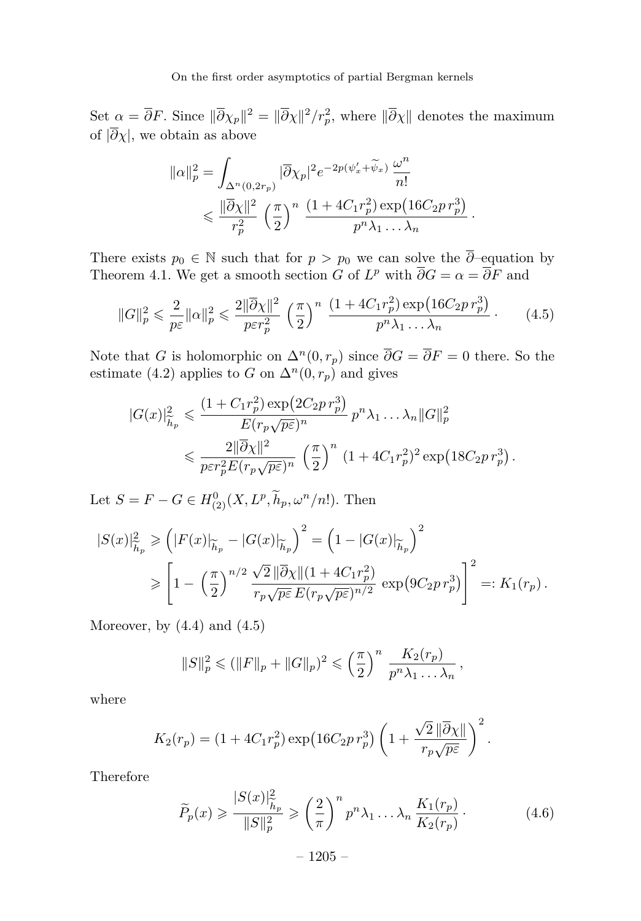Set $\alpha = \overline{\partial} F$. Since $\|\overline{\partial}\chi_p\|^2 = \|\overline{\partial}\chi\|^2/r_p^2$, where $\|\overline{\partial}\chi\|$ denotes the maximum of $|\overline{\partial}\chi|$, we obtain as above

$$
\begin{aligned}
\|\alpha\|_p^2 &= \int_{\Delta^n(0,2r_p)} |\overline{\partial}\chi_p|^2 e^{-2p(\psi'_x + \widetilde{\psi}_x)} \,\frac{\omega^n}{n!} \\
&\leqslant \frac{\|\overline{\partial}\chi\|^2}{r_p^2} \left(\frac{\pi}{2}\right)^n \frac{(1+4C_1 r_p^2)\exp\bigl(16 C_2 p\, r_p^3\bigr)}{p^n \lambda_1 \dots \lambda_n}\,.
\end{aligned}
$$

There exists $p_0 \in \mathbb{N}$ such that for $p > p_0$ we can solve the $\overline{\partial}$–equation by Theorem 4.1. We get a smooth section $G$ of $L^p$ with $\overline{\partial} G = \alpha = \overline{\partial} F$ and

$$
\|G\|_p^2 \leqslant \frac{2}{p\varepsilon}\|\alpha\|_p^2 \leqslant \frac{2\|\overline{\partial}\chi\|^2}{p\varepsilon r_p^2} \left(\frac{\pi}{2}\right)^n \frac{(1+4C_1 r_p^2)\exp\bigl(16 C_2 p\, r_p^3\bigr)}{p^n \lambda_1 \dots \lambda_n}\,. \tag{4.5}
$$

Note that $G$ is holomorphic on $\Delta^n(0, r_p)$ since $\overline{\partial} G = \overline{\partial} F = 0$ there. So the estimate (4.2) applies to $G$ on $\Delta^n(0, r_p)$ and gives

$$
\begin{aligned}
|G(x)|_{h_p}^2 &\leqslant \frac{(1 + C_1 r_p^2)\exp\bigl(2C_2 p\, r_p^3\bigr)}{E(r_p\sqrt{p\varepsilon})^n}\, p^n \lambda_1 \dots \lambda_n \|G\|_p^2 \\
&\leqslant \frac{2\|\overline{\partial}\chi\|^2}{p\varepsilon r_p^2 E(r_p\sqrt{p\varepsilon})^n} \left(\frac{\pi}{2}\right)^n (1+4C_1 r_p^2)^2 \exp\bigl(18 C_2 p\, r_p^3\bigr)\,.
\end{aligned}
$$

Let $S = F - G \in H^0_{(2)}(X, L^p, \widetilde{h}_p, \omega^n/n!)$. Then

$$
\begin{aligned}
|S(x)|_{\widetilde{h}_p}^2 &\geqslant \Bigl(|F(x)|_{\widetilde{h}_p} - |G(x)|_{\widetilde{h}_p}\Bigr)^2 = \Bigl(1 - |G(x)|_{\widetilde{h}_p}\Bigr)^2 \\
&\geqslant \left[1 - \left(\frac{\pi}{2}\right)^{n/2} \frac{\sqrt{2}\,\|\overline{\partial}\chi\|(1+4C_1 r_p^2)}{r_p\sqrt{p\varepsilon}\, E(r_p\sqrt{p\varepsilon})^{n/2}}\, \exp\bigl(9 C_2 p\, r_p^3\bigr)\right]^2 =: K_1(r_p)\,.
\end{aligned}
$$

Moreover, by (4.4) and (4.5)

$$
\|S\|_p^2 \leqslant (\|F\|_p + \|G\|_p)^2 \leqslant \left(\frac{\pi}{2}\right)^n \frac{K_2(r_p)}{p^n \lambda_1 \dots \lambda_n}\,,
$$

where

$$
K_2(r_p) = (1 + 4C_1 r_p^2)\exp\bigl(16 C_2 p\, r_p^3\bigr)\left(1 + \frac{\sqrt{2}\,\|\overline{\partial}\chi\|}{r_p\sqrt{p\varepsilon}}\right)^2.
$$

Therefore

$$
\widetilde{P}_p(x) \geqslant \frac{|S(x)|_{\widetilde{h}_p}^2}{\|S\|_p^2} \geqslant \left(\frac{2}{\pi}\right)^n p^n \lambda_1 \dots \lambda_n \,\frac{K_1(r_p)}{K_2(r_p)}\,. \tag{4.6}
$$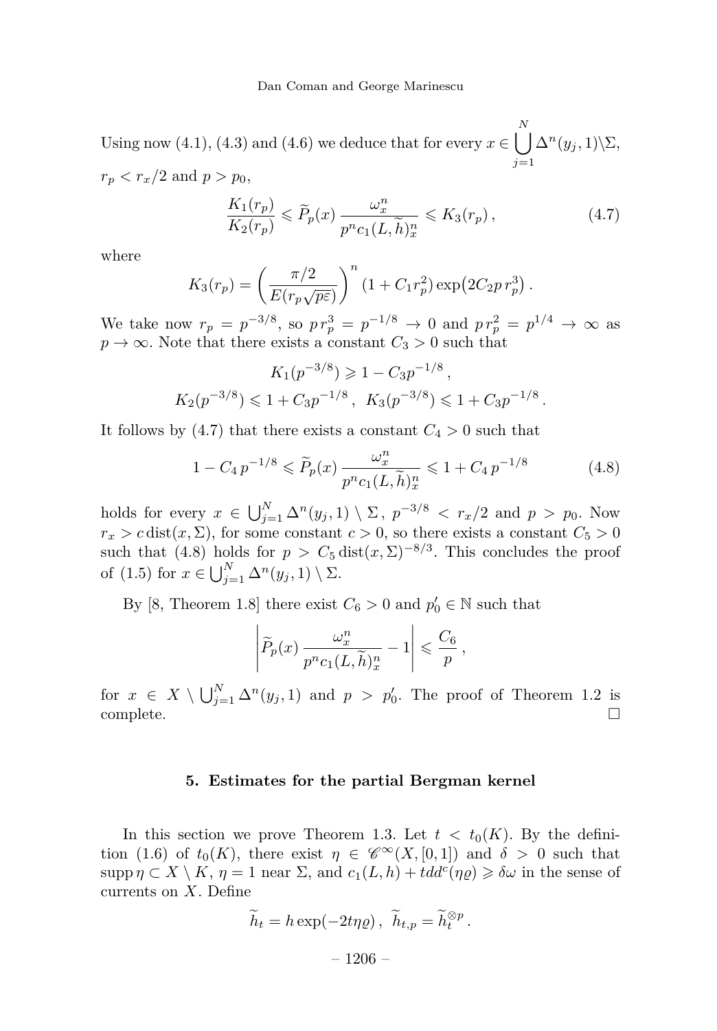Using now (4.1), (4.3) and (4.6) we deduce that for every $x \in \bigcup_{j=1}^{N} \Delta^n(y_j, 1) \setminus \Sigma$, $r_p < r_x/2$ and $p > p_0$,

$$\frac{K_1(r_p)}{K_2(r_p)} \leqslant \widetilde{P}_p(x) \, \frac{\omega_x^n}{p^n c_1(L, \widetilde{h})_x^n} \leqslant K_3(r_p)\,, \tag{4.7}$$

where

$$K_3(r_p) = \left( \frac{\pi/2}{E(r_p\sqrt{p\varepsilon})} \right)^n (1 + C_1 r_p^2) \exp\bigl(2C_2 p\, r_p^3\bigr)\,.$$

We take now $r_p = p^{-3/8}$, so $p\, r_p^3 = p^{-1/8} \to 0$ and $p\, r_p^2 = p^{1/4} \to \infty$ as $p \to \infty$. Note that there exists a constant $C_3 > 0$ such that

$$K_1(p^{-3/8}) \geqslant 1 - C_3 p^{-1/8}\,,$$

$$K_2(p^{-3/8}) \leqslant 1 + C_3 p^{-1/8}\,, \;\; K_3(p^{-3/8}) \leqslant 1 + C_3 p^{-1/8}\,.$$

It follows by (4.7) that there exists a constant $C_4 > 0$ such that

$$1 - C_4\, p^{-1/8} \leqslant \widetilde{P}_p(x) \, \frac{\omega_x^n}{p^n c_1(L, \widetilde{h})_x^n} \leqslant 1 + C_4\, p^{-1/8} \tag{4.8}$$

holds for every $x \in \bigcup_{j=1}^{N} \Delta^n(y_j, 1) \setminus \Sigma$, $p^{-3/8} < r_x/2$ and $p > p_0$. Now $r_x > c \operatorname{dist}(x, \Sigma)$, for some constant $c > 0$, so there exists a constant $C_5 > 0$ such that (4.8) holds for $p > C_5 \operatorname{dist}(x, \Sigma)^{-8/3}$. This concludes the proof of (1.5) for $x \in \bigcup_{j=1}^{N} \Delta^n(y_j, 1) \setminus \Sigma$.

By [8, Theorem 1.8] there exist $C_6 > 0$ and $p_0' \in \mathbb{N}$ such that

$$\left| \widetilde{P}_p(x) \, \frac{\omega_x^n}{p^n c_1(L, \widetilde{h})_x^n} - 1 \right| \leqslant \frac{C_6}{p}\,,$$

for $x \in X \setminus \bigcup_{j=1}^{N} \Delta^n(y_j, 1)$ and $p > p_0'$. The proof of Theorem 1.2 is complete. □

## 5. Estimates for the partial Bergman kernel

In this section we prove Theorem 1.3. Let $t < t_0(K)$. By the definition (1.6) of $t_0(K)$, there exist $\eta \in \mathscr{C}^\infty(X, [0, 1])$ and $\delta > 0$ such that $\operatorname{supp} \eta \subset X \setminus K$, $\eta = 1$ near $\Sigma$, and $c_1(L, h) + t dd^c(\eta\varrho) \geqslant \delta\omega$ in the sense of currents on $X$. Define

$$\widetilde{h}_t = h \exp(-2t\eta\varrho)\,, \;\; \widetilde{h}_{t,p} = \widetilde{h}_t^{\otimes p}\,.$$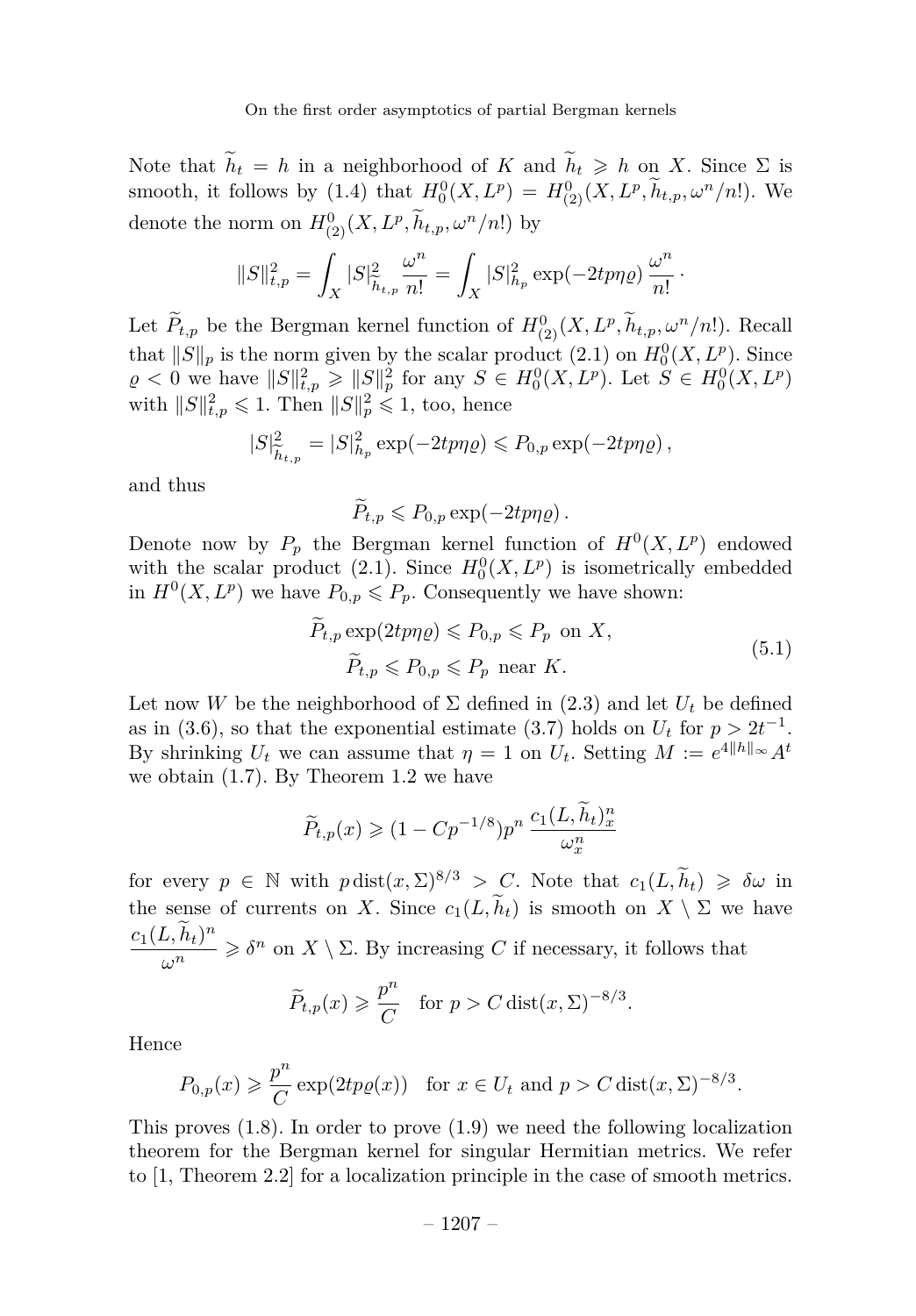Note that $\widetilde{h}_t = h$ in a neighborhood of $K$ and $\widetilde{h}_t \geqslant h$ on $X$. Since $\Sigma$ is smooth, it follows by (1.4) that $H^0_0(X, L^p) = H^0_{(2)}(X, L^p, \widetilde{h}_{t,p}, \omega^n/n!)$. We denote the norm on $H^0_{(2)}(X, L^p, \widetilde{h}_{t,p}, \omega^n/n!)$ by

$$\|S\|^2_{t,p} = \int_X |S|^2_{\widetilde{h}_{t,p}} \frac{\omega^n}{n!} = \int_X |S|^2_{h_p} \exp(-2tp\eta\varrho) \frac{\omega^n}{n!} \,.$$

Let $\widetilde{P}_{t,p}$ be the Bergman kernel function of $H^0_{(2)}(X, L^p, \widetilde{h}_{t,p}, \omega^n/n!)$. Recall that $\|S\|_p$ is the norm given by the scalar product (2.1) on $H^0_0(X, L^p)$. Since $\varrho < 0$ we have $\|S\|^2_{t,p} \geqslant \|S\|^2_p$ for any $S \in H^0_0(X, L^p)$. Let $S \in H^0_0(X, L^p)$ with $\|S\|^2_{t,p} \leqslant 1$. Then $\|S\|^2_p \leqslant 1$, too, hence

$$|S|^2_{\widetilde{h}_{t,p}} = |S|^2_{h_p} \exp(-2tp\eta\varrho) \leqslant P_{0,p} \exp(-2tp\eta\varrho) \,,$$

and thus

$$\widetilde{P}_{t,p} \leqslant P_{0,p} \exp(-2tp\eta\varrho) \,.$$

Denote now by $P_p$ the Bergman kernel function of $H^0(X, L^p)$ endowed with the scalar product (2.1). Since $H^0_0(X, L^p)$ is isometrically embedded in $H^0(X, L^p)$ we have $P_{0,p} \leqslant P_p$. Consequently we have shown:

$$\begin{aligned} \widetilde{P}_{t,p} \exp(2tp\eta\varrho) &\leqslant P_{0,p} \leqslant P_p \ \text{ on } X, \\ \widetilde{P}_{t,p} &\leqslant P_{0,p} \leqslant P_p \ \text{ near } K. \end{aligned} \tag{5.1}$$

Let now $W$ be the neighborhood of $\Sigma$ defined in (2.3) and let $U_t$ be defined as in (3.6), so that the exponential estimate (3.7) holds on $U_t$ for $p > 2t^{-1}$. By shrinking $U_t$ we can assume that $\eta = 1$ on $U_t$. Setting $M := e^{4\|h\|_\infty} A^t$ we obtain (1.7). By Theorem 1.2 we have

$$\widetilde{P}_{t,p}(x) \geqslant (1 - Cp^{-1/8}) p^n \, \frac{c_1(L, \widetilde{h}_t)^n_x}{\omega^n_x}$$

for every $p \in \mathbb{N}$ with $p \operatorname{dist}(x, \Sigma)^{8/3} > C$. Note that $c_1(L, \widetilde{h}_t) \geqslant \delta\omega$ in the sense of currents on $X$. Since $c_1(L, \widetilde{h}_t)$ is smooth on $X \setminus \Sigma$ we have $\dfrac{c_1(L, \widetilde{h}_t)^n}{\omega^n} \geqslant \delta^n$ on $X \setminus \Sigma$. By increasing $C$ if necessary, it follows that

$$\widetilde{P}_{t,p}(x) \geqslant \frac{p^n}{C} \quad \text{for } p > C \operatorname{dist}(x, \Sigma)^{-8/3}.$$

Hence

$$P_{0,p}(x) \geqslant \frac{p^n}{C} \exp(2tp\varrho(x)) \quad \text{for } x \in U_t \text{ and } p > C \operatorname{dist}(x, \Sigma)^{-8/3}.$$

This proves (1.8). In order to prove (1.9) we need the following localization theorem for the Bergman kernel for singular Hermitian metrics. We refer to [1, Theorem 2.2] for a localization principle in the case of smooth metrics.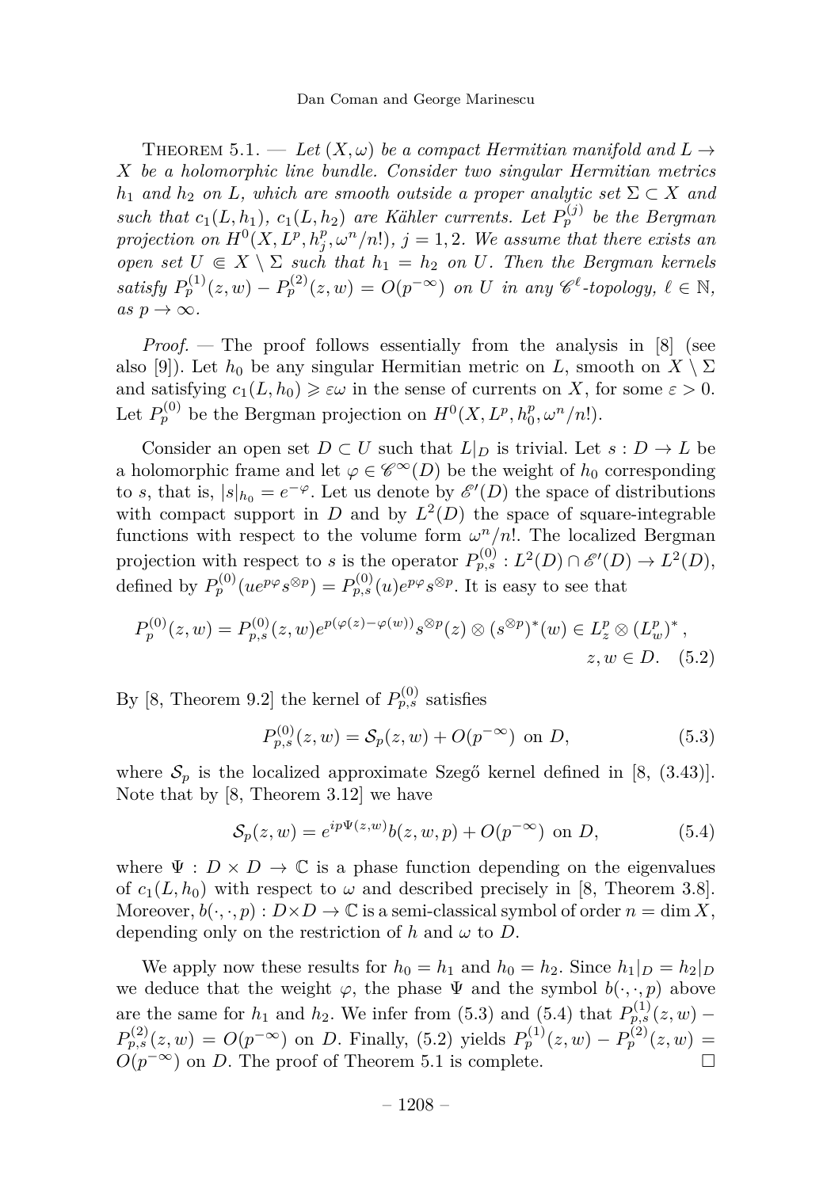Theorem 5.1. — *Let $(X,\omega)$ be a compact Hermitian manifold and $L \to X$ be a holomorphic line bundle. Consider two singular Hermitian metrics $h_1$ and $h_2$ on $L$, which are smooth outside a proper analytic set $\Sigma \subset X$ and such that $c_1(L,h_1)$, $c_1(L,h_2)$ are Kähler currents. Let $P_p^{(j)}$ be the Bergman projection on $H^0(X,L^p,h_j^p,\omega^n/n!)$, $j=1,2$. We assume that there exists an open set $U \Subset X \setminus \Sigma$ such that $h_1 = h_2$ on $U$. Then the Bergman kernels satisfy $P_p^{(1)}(z,w) - P_p^{(2)}(z,w) = O(p^{-\infty})$ on $U$ in any $\mathscr{C}^\ell$-topology, $\ell \in \mathbb{N}$, as $p \to \infty$.*

*Proof.* — The proof follows essentially from the analysis in [8] (see also [9]). Let $h_0$ be any singular Hermitian metric on $L$, smooth on $X \setminus \Sigma$ and satisfying $c_1(L,h_0) \geqslant \varepsilon\omega$ in the sense of currents on $X$, for some $\varepsilon > 0$. Let $P_p^{(0)}$ be the Bergman projection on $H^0(X,L^p,h_0^p,\omega^n/n!)$.

Consider an open set $D \subset U$ such that $L|_D$ is trivial. Let $s : D \to L$ be a holomorphic frame and let $\varphi \in \mathscr{C}^\infty(D)$ be the weight of $h_0$ corresponding to $s$, that is, $|s|_{h_0} = e^{-\varphi}$. Let us denote by $\mathscr{E}'(D)$ the space of distributions with compact support in $D$ and by $L^2(D)$ the space of square-integrable functions with respect to the volume form $\omega^n/n!$. The localized Bergman projection with respect to $s$ is the operator $P_{p,s}^{(0)} : L^2(D) \cap \mathscr{E}'(D) \to L^2(D)$, defined by $P_p^{(0)}(ue^{p\varphi}s^{\otimes p}) = P_{p,s}^{(0)}(u)e^{p\varphi}s^{\otimes p}$. It is easy to see that

$$P_p^{(0)}(z,w) = P_{p,s}^{(0)}(z,w)e^{p(\varphi(z)-\varphi(w))}s^{\otimes p}(z) \otimes (s^{\otimes p})^*(w) \in L_z^p \otimes (L_w^p)^*\,, \quad z,w \in D. \tag{5.2}$$

By [8, Theorem 9.2] the kernel of $P_{p,s}^{(0)}$ satisfies

$$P_{p,s}^{(0)}(z,w) = \mathcal{S}_p(z,w) + O(p^{-\infty}) \text{ on } D, \tag{5.3}$$

where $\mathcal{S}_p$ is the localized approximate Szegő kernel defined in [8, (3.43)]. Note that by [8, Theorem 3.12] we have

$$\mathcal{S}_p(z,w) = e^{ip\Psi(z,w)}b(z,w,p) + O(p^{-\infty}) \text{ on } D, \tag{5.4}$$

where $\Psi : D \times D \to \mathbb{C}$ is a phase function depending on the eigenvalues of $c_1(L,h_0)$ with respect to $\omega$ and described precisely in [8, Theorem 3.8]. Moreover, $b(\cdot,\cdot,p) : D \times D \to \mathbb{C}$ is a semi-classical symbol of order $n = \dim X$, depending only on the restriction of $h$ and $\omega$ to $D$.

We apply now these results for $h_0 = h_1$ and $h_0 = h_2$. Since $h_1|_D = h_2|_D$ we deduce that the weight $\varphi$, the phase $\Psi$ and the symbol $b(\cdot,\cdot,p)$ above are the same for $h_1$ and $h_2$. We infer from (5.3) and (5.4) that $P_{p,s}^{(1)}(z,w) - P_{p,s}^{(2)}(z,w) = O(p^{-\infty})$ on $D$. Finally, (5.2) yields $P_p^{(1)}(z,w) - P_p^{(2)}(z,w) = O(p^{-\infty})$ on $D$. The proof of Theorem 5.1 is complete. □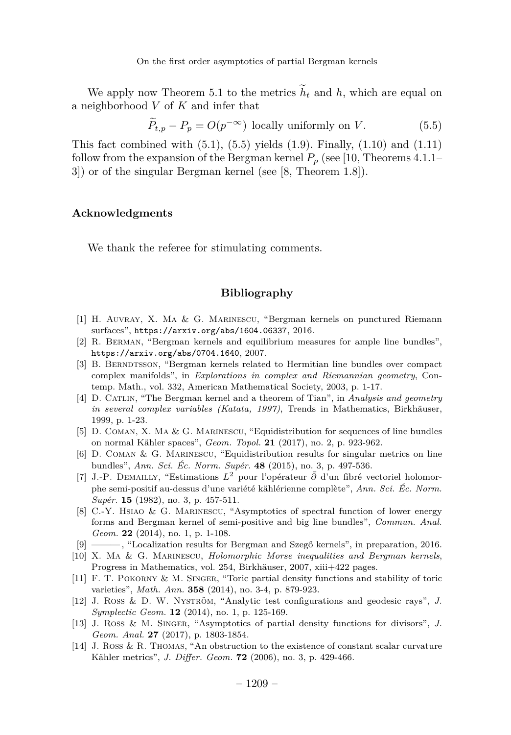We apply now Theorem 5.1 to the metrics $\widetilde{h}_t$ and $h$, which are equal on a neighborhood $V$ of $K$ and infer that

$$\widetilde{P}_{t,p} - P_p = O(p^{-\infty}) \text{ locally uniformly on } V. \tag{5.5}$$

This fact combined with (5.1), (5.5) yields (1.9). Finally, (1.10) and (1.11) follow from the expansion of the Bergman kernel $P_p$ (see [10, Theorems 4.1.1–3]) or of the singular Bergman kernel (see [8, Theorem 1.8]).

## Acknowledgments

We thank the referee for stimulating comments.

## Bibliography

[1] H. Auvray, X. Ma & G. Marinescu, "Bergman kernels on punctured Riemann surfaces", https://arxiv.org/abs/1604.06337, 2016.

[2] R. Berman, "Bergman kernels and equilibrium measures for ample line bundles", https://arxiv.org/abs/0704.1640, 2007.

[3] B. Berndtsson, "Bergman kernels related to Hermitian line bundles over compact complex manifolds", in *Explorations in complex and Riemannian geometry*, Contemp. Math., vol. 332, American Mathematical Society, 2003, p. 1-17.

[4] D. Catlin, "The Bergman kernel and a theorem of Tian", in *Analysis and geometry in several complex variables (Katata, 1997)*, Trends in Mathematics, Birkhäuser, 1999, p. 1-23.

[5] D. Coman, X. Ma & G. Marinescu, "Equidistribution for sequences of line bundles on normal Kähler spaces", *Geom. Topol.* **21** (2017), no. 2, p. 923-962.

[6] D. Coman & G. Marinescu, "Equidistribution results for singular metrics on line bundles", *Ann. Sci. Éc. Norm. Supér.* **48** (2015), no. 3, p. 497-536.

[7] J.-P. Demailly, "Estimations $L^2$ pour l'opérateur $\bar{\partial}$ d'un fibré vectoriel holomorphe semi-positif au-dessus d'une variété kählérienne complète", *Ann. Sci. Éc. Norm. Supér.* **15** (1982), no. 3, p. 457-511.

[8] C.-Y. Hsiao & G. Marinescu, "Asymptotics of spectral function of lower energy forms and Bergman kernel of semi-positive and big line bundles", *Commun. Anal. Geom.* **22** (2014), no. 1, p. 1-108.

[9] ———, "Localization results for Bergman and Szegő kernels", in preparation, 2016.

[10] X. Ma & G. Marinescu, *Holomorphic Morse inequalities and Bergman kernels*, Progress in Mathematics, vol. 254, Birkhäuser, 2007, xiii+422 pages.

[11] F. T. Pokorny & M. Singer, "Toric partial density functions and stability of toric varieties", *Math. Ann.* **358** (2014), no. 3-4, p. 879-923.

[12] J. Ross & D. W. Nyström, "Analytic test configurations and geodesic rays", *J. Symplectic Geom.* **12** (2014), no. 1, p. 125-169.

[13] J. Ross & M. Singer, "Asymptotics of partial density functions for divisors", *J. Geom. Anal.* **27** (2017), p. 1803-1854.

[14] J. Ross & R. Thomas, "An obstruction to the existence of constant scalar curvature Kähler metrics", *J. Differ. Geom.* **72** (2006), no. 3, p. 429-466.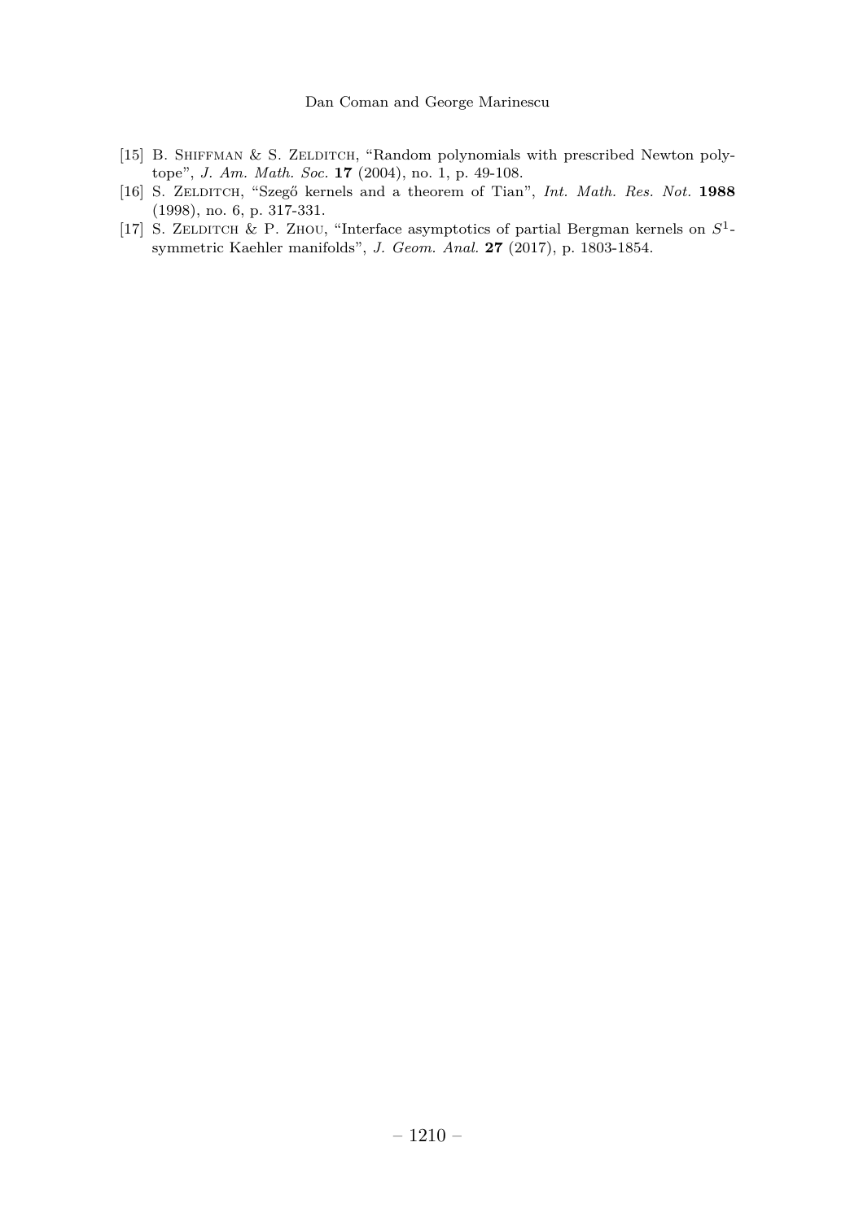[15] B. Shiffman & S. Zelditch, "Random polynomials with prescribed Newton polytope", *J. Am. Math. Soc.* **17** (2004), no. 1, p. 49-108.

[16] S. Zelditch, "Szegő kernels and a theorem of Tian", *Int. Math. Res. Not.* **1988** (1998), no. 6, p. 317-331.

[17] S. Zelditch & P. Zhou, "Interface asymptotics of partial Bergman kernels on $S^1$-symmetric Kaehler manifolds", *J. Geom. Anal.* **27** (2017), p. 1803-1854.